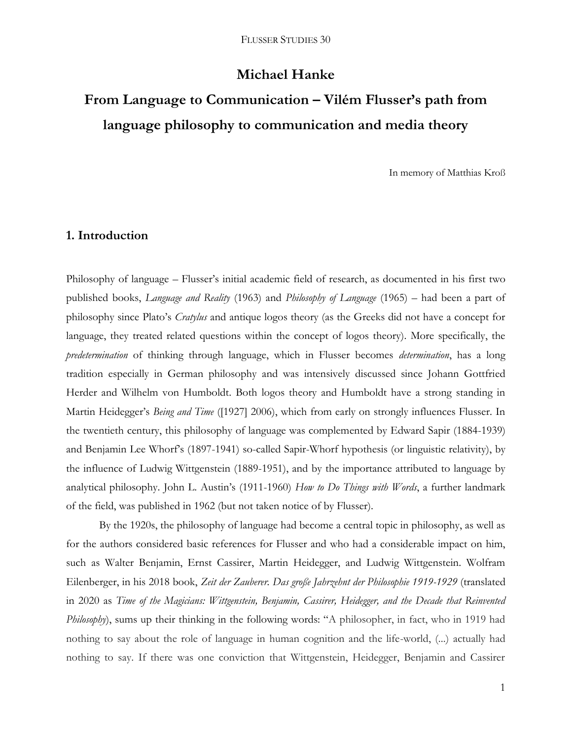# Michael Hanke

## From Language to Communication – Vilém Flusser's path from language philosophy to communication and media theory

In memory of Matthias Kroß

## 1. Introduction

Philosophy of language – Flusser's initial academic field of research, as documented in his first two published books, *Language and Reality* (1963) and *Philosophy of Language* (1965) – had been a part of philosophy since Plato's *Cratylus* and antique logos theory (as the Greeks did not have a concept for language, they treated related questions within the concept of logos theory). More specifically, the *predetermination* of thinking through language, which in Flusser becomes *determination*, has a long tradition especially in German philosophy and was intensively discussed since Johann Gottfried Herder and Wilhelm von Humboldt. Both logos theory and Humboldt have a strong standing in Martin Heidegger's *Being and Time* ([1927] 2006), which from early on strongly influences Flusser. In the twentieth century, this philosophy of language was complemented by Edward Sapir (1884-1939) and Benjamin Lee Whorf's (1897-1941) so-called Sapir-Whorf hypothesis (or linguistic relativity), by the influence of Ludwig Wittgenstein (1889-1951), and by the importance attributed to language by analytical philosophy. John L. Austin's (1911-1960) *How to Do Things with Words*, a further landmark of the field, was published in 1962 (but not taken notice of by Flusser).

By the 1920s, the philosophy of language had become a central topic in philosophy, as well as for the authors considered basic references for Flusser and who had a considerable impact on him, such as Walter Benjamin, Ernst Cassirer, Martin Heidegger, and Ludwig Wittgenstein. Wolfram Eilenberger, in his 2018 book, *Zeit der Zauberer. Das große Jahrzehnt der Philosophie 1919-1929* (translated in 2020 as *Time of the Magicians: Wittgenstein, Benjamin, Cassirer, Heidegger, and the Decade that Reinvented Philosophy*), sums up their thinking in the following words: "A philosopher, in fact, who in 1919 had nothing to say about the role of language in human cognition and the life-world, (...) actually had nothing to say. If there was one conviction that Wittgenstein, Heidegger, Benjamin and Cassirer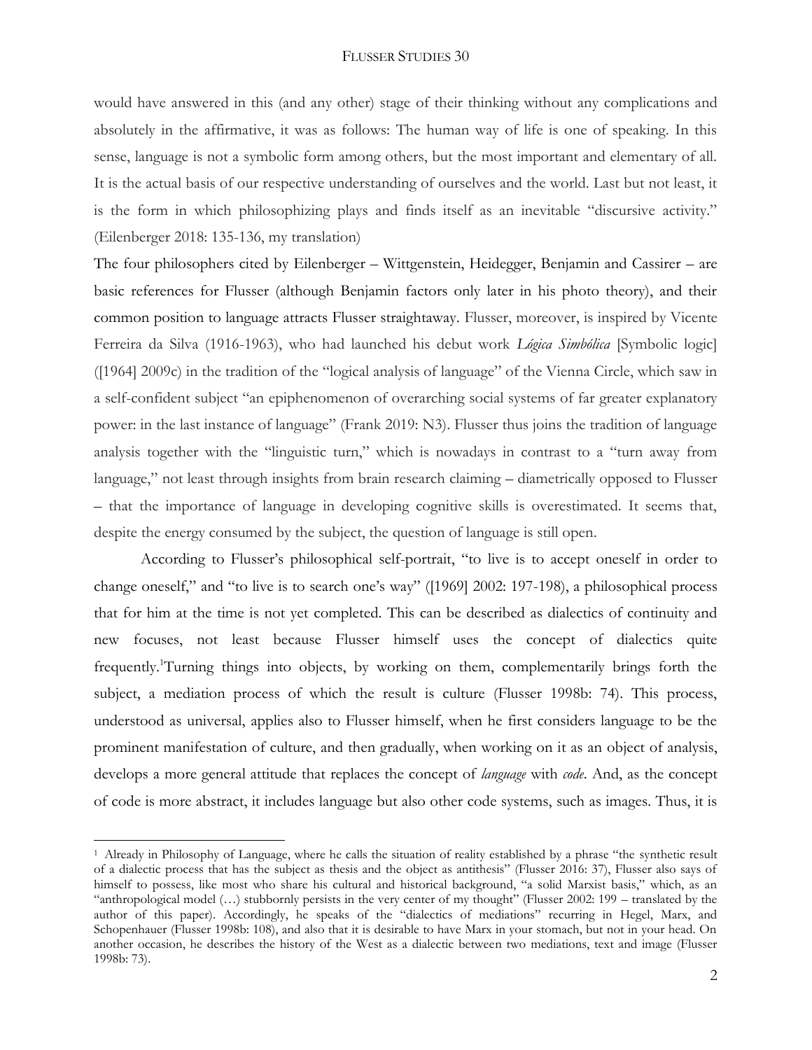would have answered in this (and any other) stage of their thinking without any complications and absolutely in the affirmative, it was as follows: The human way of life is one of speaking. In this sense, language is not a symbolic form among others, but the most important and elementary of all. It is the actual basis of our respective understanding of ourselves and the world. Last but not least, it is the form in which philosophizing plays and finds itself as an inevitable "discursive activity." (Eilenberger 2018: 135-136, my translation)

The four philosophers cited by Eilenberger – Wittgenstein, Heidegger, Benjamin and Cassirer – are basic references for Flusser (although Benjamin factors only later in his photo theory), and their common position to language attracts Flusser straightaway. Flusser, moreover, is inspired by Vicente Ferreira da Silva (1916-1963), who had launched his debut work *Lógica Simbólica* [Symbolic logic] ([1964] 2009c) in the tradition of the "logical analysis of language" of the Vienna Circle, which saw in a self-confident subject "an epiphenomenon of overarching social systems of far greater explanatory power: in the last instance of language" (Frank 2019: N3). Flusser thus joins the tradition of language analysis together with the "linguistic turn," which is nowadays in contrast to a "turn away from language," not least through insights from brain research claiming – diametrically opposed to Flusser – that the importance of language in developing cognitive skills is overestimated. It seems that, despite the energy consumed by the subject, the question of language is still open.

According to Flusser's philosophical self-portrait, "to live is to accept oneself in order to change oneself," and "to live is to search one's way" ([1969] 2002: 197-198), a philosophical process that for him at the time is not yet completed. This can be described as dialectics of continuity and new focuses, not least because Flusser himself uses the concept of dialectics quite frequently.[1] Turning things into objects, by working on them, complementarily brings forth the subject, a mediation process of which the result is culture (Flusser 1998b: 74). This process, understood as universal, applies also to Flusser himself, when he first considers language to be the prominent manifestation of culture, and then gradually, when working on it as an object of analysis, develops a more general attitude that replaces the concept of *language* with *code*. And, as the concept of code is more abstract, it includes language but also other code systems, such as images. Thus, it is

[1] Already in Philosophy of Language, where he calls the situation of reality established by a phrase "the synthetic result of a dialectic process that has the subject as thesis and the object as antithesis" (Flusser 2016: 37), Flusser also says of himself to possess, like most who share his cultural and historical background, "a solid Marxist basis," which, as an "anthropological model (…) stubbornly persists in the very center of my thought" (Flusser 2002: 199 – translated by the author of this paper). Accordingly, he speaks of the "dialectics of mediations" recurring in Hegel, Marx, and Schopenhauer (Flusser 1998b: 108), and also that it is desirable to have Marx in your stomach, but not in your head. On another occasion, he describes the history of the West as a dialectic between two mediations, text and image (Flusser 1998b: 73).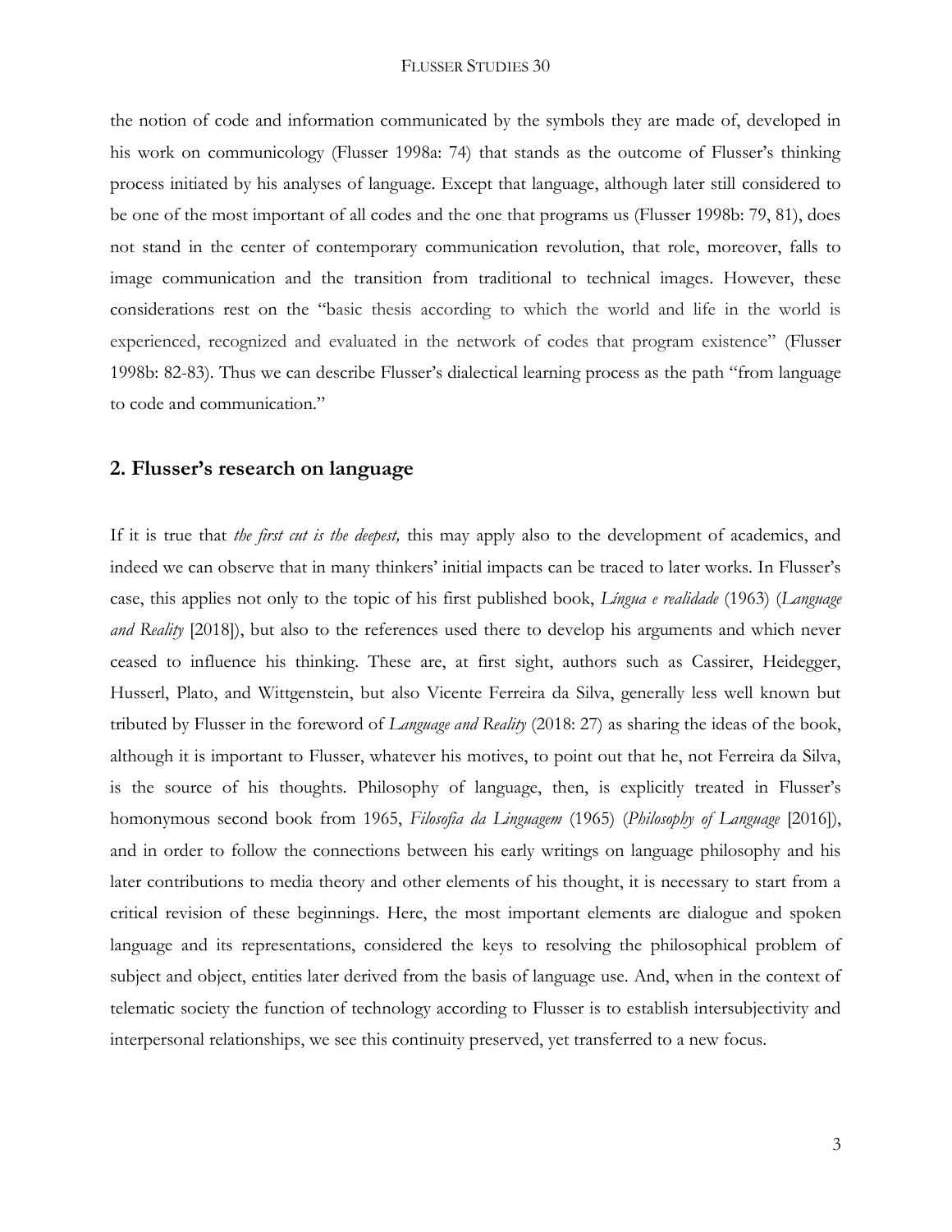the notion of code and information communicated by the symbols they are made of, developed in his work on communicology (Flusser 1998a: 74) that stands as the outcome of Flusser's thinking process initiated by his analyses of language. Except that language, although later still considered to be one of the most important of all codes and the one that programs us (Flusser 1998b: 79, 81), does not stand in the center of contemporary communication revolution, that role, moreover, falls to image communication and the transition from traditional to technical images. However, these considerations rest on the "basic thesis according to which the world and life in the world is experienced, recognized and evaluated in the network of codes that program existence" (Flusser 1998b: 82-83). Thus we can describe Flusser's dialectical learning process as the path "from language to code and communication."

## 2. Flusser's research on language

If it is true that *the first cut is the deepest,* this may apply also to the development of academics, and indeed we can observe that in many thinkers' initial impacts can be traced to later works. In Flusser's case, this applies not only to the topic of his first published book, *Língua e realidade* (1963) (*Language and Reality* [2018]), but also to the references used there to develop his arguments and which never ceased to influence his thinking. These are, at first sight, authors such as Cassirer, Heidegger, Husserl, Plato, and Wittgenstein, but also Vicente Ferreira da Silva, generally less well known but tributed by Flusser in the foreword of *Language and Reality* (2018: 27) as sharing the ideas of the book, although it is important to Flusser, whatever his motives, to point out that he, not Ferreira da Silva, is the source of his thoughts. Philosophy of language, then, is explicitly treated in Flusser's homonymous second book from 1965, *Filosofia da Linguagem* (1965) (*Philosophy of Language* [2016]), and in order to follow the connections between his early writings on language philosophy and his later contributions to media theory and other elements of his thought, it is necessary to start from a critical revision of these beginnings. Here, the most important elements are dialogue and spoken language and its representations, considered the keys to resolving the philosophical problem of subject and object, entities later derived from the basis of language use. And, when in the context of telematic society the function of technology according to Flusser is to establish intersubjectivity and interpersonal relationships, we see this continuity preserved, yet transferred to a new focus.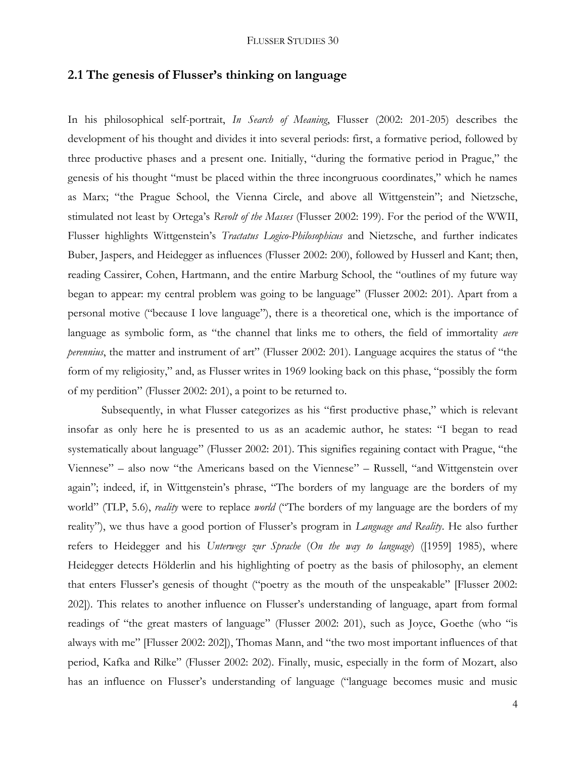## 2.1 The genesis of Flusser's thinking on language

In his philosophical self-portrait, *In Search of Meaning*, Flusser (2002: 201-205) describes the development of his thought and divides it into several periods: first, a formative period, followed by three productive phases and a present one. Initially, "during the formative period in Prague," the genesis of his thought "must be placed within the three incongruous coordinates," which he names as Marx; "the Prague School, the Vienna Circle, and above all Wittgenstein"; and Nietzsche, stimulated not least by Ortega's *Revolt of the Masses* (Flusser 2002: 199). For the period of the WWII, Flusser highlights Wittgenstein's *Tractatus Logico-Philosophicus* and Nietzsche, and further indicates Buber, Jaspers, and Heidegger as influences (Flusser 2002: 200), followed by Husserl and Kant; then, reading Cassirer, Cohen, Hartmann, and the entire Marburg School, the "outlines of my future way began to appear: my central problem was going to be language" (Flusser 2002: 201). Apart from a personal motive ("because I love language"), there is a theoretical one, which is the importance of language as symbolic form, as "the channel that links me to others, the field of immortality *aere perennius*, the matter and instrument of art" (Flusser 2002: 201). Language acquires the status of "the form of my religiosity," and, as Flusser writes in 1969 looking back on this phase, "possibly the form of my perdition" (Flusser 2002: 201), a point to be returned to.

Subsequently, in what Flusser categorizes as his "first productive phase," which is relevant insofar as only here he is presented to us as an academic author, he states: "I began to read systematically about language" (Flusser 2002: 201). This signifies regaining contact with Prague, "the Viennese" – also now "the Americans based on the Viennese" – Russell, "and Wittgenstein over again"; indeed, if, in Wittgenstein's phrase, "The borders of my language are the borders of my world" (TLP, 5.6), *reality* were to replace *world* ("The borders of my language are the borders of my reality"), we thus have a good portion of Flusser's program in *Language and Reality*. He also further refers to Heidegger and his *Unterwegs zur Sprache* (*On the way to language*) ([1959] 1985), where Heidegger detects Hölderlin and his highlighting of poetry as the basis of philosophy, an element that enters Flusser's genesis of thought ("poetry as the mouth of the unspeakable" [Flusser 2002: 202]). This relates to another influence on Flusser's understanding of language, apart from formal readings of "the great masters of language" (Flusser 2002: 201), such as Joyce, Goethe (who "is always with me" [Flusser 2002: 202]), Thomas Mann, and "the two most important influences of that period, Kafka and Rilke" (Flusser 2002: 202). Finally, music, especially in the form of Mozart, also has an influence on Flusser's understanding of language ("language becomes music and music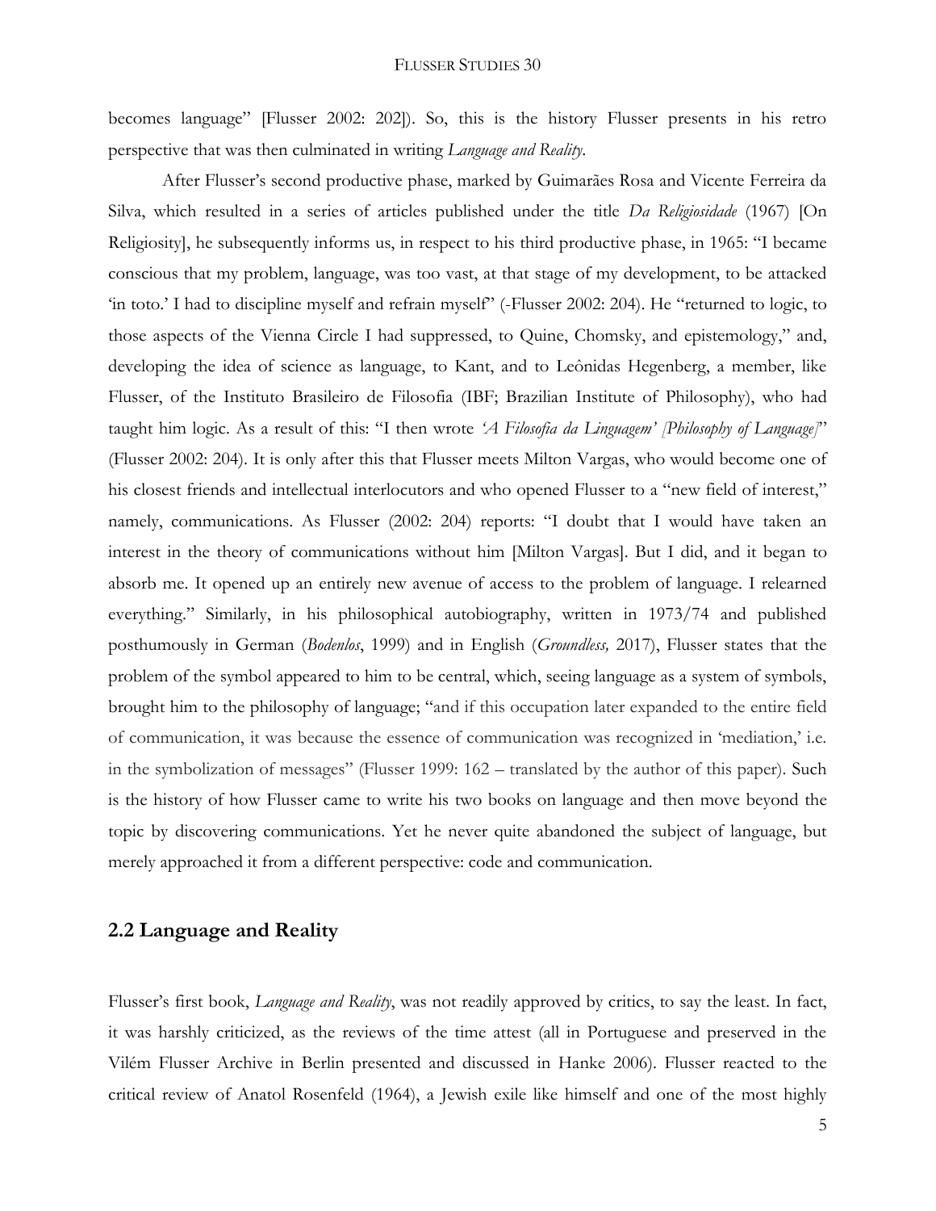becomes language" [Flusser 2002: 202]). So, this is the history Flusser presents in his retro perspective that was then culminated in writing *Language and Reality*.

After Flusser's second productive phase, marked by Guimarães Rosa and Vicente Ferreira da Silva, which resulted in a series of articles published under the title *Da Religiosidade* (1967) [On Religiosity], he subsequently informs us, in respect to his third productive phase, in 1965: "I became conscious that my problem, language, was too vast, at that stage of my development, to be attacked 'in toto.' I had to discipline myself and refrain myself" (-Flusser 2002: 204). He "returned to logic, to those aspects of the Vienna Circle I had suppressed, to Quine, Chomsky, and epistemology," and, developing the idea of science as language, to Kant, and to Leônidas Hegenberg, a member, like Flusser, of the Instituto Brasileiro de Filosofia (IBF; Brazilian Institute of Philosophy), who had taught him logic. As a result of this: "I then wrote *'A Filosofia da Linguagem' [Philosophy of Language]*" (Flusser 2002: 204). It is only after this that Flusser meets Milton Vargas, who would become one of his closest friends and intellectual interlocutors and who opened Flusser to a "new field of interest," namely, communications. As Flusser (2002: 204) reports: "I doubt that I would have taken an interest in the theory of communications without him [Milton Vargas]. But I did, and it began to absorb me. It opened up an entirely new avenue of access to the problem of language. I relearned everything." Similarly, in his philosophical autobiography, written in 1973/74 and published posthumously in German (*Bodenlos*, 1999) and in English (*Groundless,* 2017), Flusser states that the problem of the symbol appeared to him to be central, which, seeing language as a system of symbols, brought him to the philosophy of language; "and if this occupation later expanded to the entire field of communication, it was because the essence of communication was recognized in 'mediation,' i.e. in the symbolization of messages" (Flusser 1999: 162 – translated by the author of this paper). Such is the history of how Flusser came to write his two books on language and then move beyond the topic by discovering communications. Yet he never quite abandoned the subject of language, but merely approached it from a different perspective: code and communication.

## 2.2 Language and Reality

Flusser's first book, *Language and Reality*, was not readily approved by critics, to say the least. In fact, it was harshly criticized, as the reviews of the time attest (all in Portuguese and preserved in the Vilém Flusser Archive in Berlin presented and discussed in Hanke 2006). Flusser reacted to the critical review of Anatol Rosenfeld (1964), a Jewish exile like himself and one of the most highly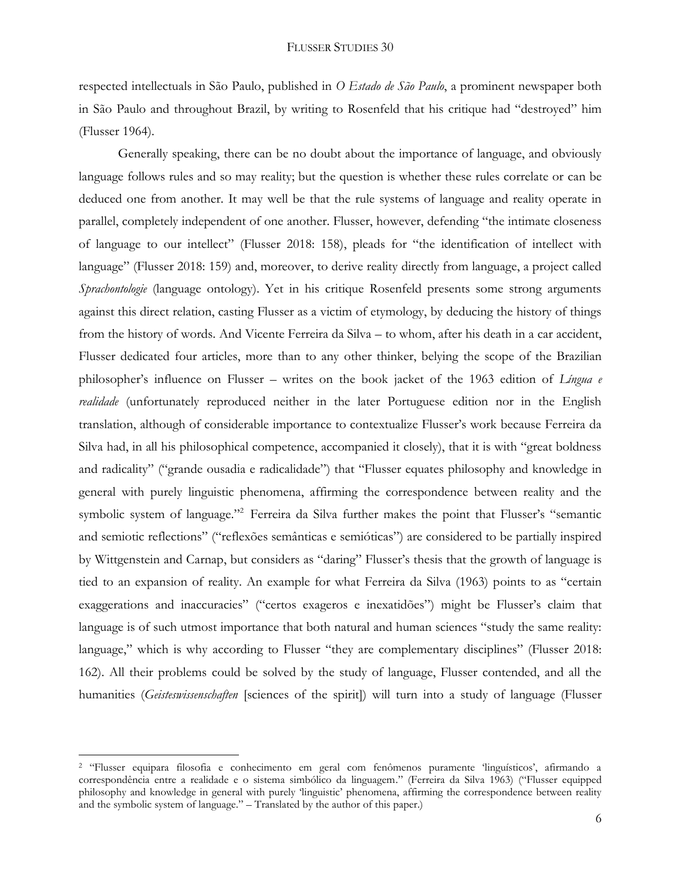respected intellectuals in São Paulo, published in *O Estado de São Paulo*, a prominent newspaper both in São Paulo and throughout Brazil, by writing to Rosenfeld that his critique had "destroyed" him (Flusser 1964).

Generally speaking, there can be no doubt about the importance of language, and obviously language follows rules and so may reality; but the question is whether these rules correlate or can be deduced one from another. It may well be that the rule systems of language and reality operate in parallel, completely independent of one another. Flusser, however, defending "the intimate closeness of language to our intellect" (Flusser 2018: 158), pleads for "the identification of intellect with language" (Flusser 2018: 159) and, moreover, to derive reality directly from language, a project called *Sprachontologie* (language ontology). Yet in his critique Rosenfeld presents some strong arguments against this direct relation, casting Flusser as a victim of etymology, by deducing the history of things from the history of words. And Vicente Ferreira da Silva – to whom, after his death in a car accident, Flusser dedicated four articles, more than to any other thinker, belying the scope of the Brazilian philosopher's influence on Flusser – writes on the book jacket of the 1963 edition of *Língua e realidade* (unfortunately reproduced neither in the later Portuguese edition nor in the English translation, although of considerable importance to contextualize Flusser's work because Ferreira da Silva had, in all his philosophical competence, accompanied it closely), that it is with "great boldness and radicality" ("grande ousadia e radicalidade") that "Flusser equates philosophy and knowledge in general with purely linguistic phenomena, affirming the correspondence between reality and the symbolic system of language."[2] Ferreira da Silva further makes the point that Flusser's "semantic and semiotic reflections" ("reflexões semânticas e semióticas") are considered to be partially inspired by Wittgenstein and Carnap, but considers as "daring" Flusser's thesis that the growth of language is tied to an expansion of reality. An example for what Ferreira da Silva (1963) points to as "certain exaggerations and inaccuracies" ("certos exageros e inexatidões") might be Flusser's claim that language is of such utmost importance that both natural and human sciences "study the same reality: language," which is why according to Flusser "they are complementary disciplines" (Flusser 2018: 162). All their problems could be solved by the study of language, Flusser contended, and all the humanities (*Geisteswissenschaften* [sciences of the spirit]) will turn into a study of language (Flusser

---

[2] "Flusser equipara filosofia e conhecimento em geral com fenômenos puramente 'linguísticos', afirmando a correspondência entre a realidade e o sistema simbólico da linguagem." (Ferreira da Silva 1963) ("Flusser equipped philosophy and knowledge in general with purely 'linguistic' phenomena, affirming the correspondence between reality and the symbolic system of language." – Translated by the author of this paper.)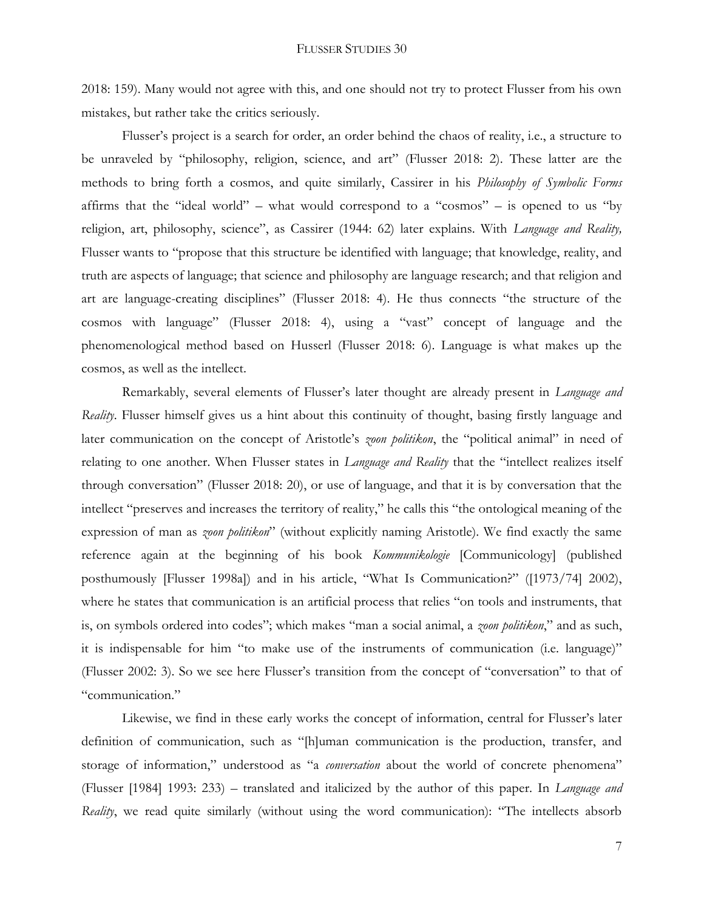2018: 159). Many would not agree with this, and one should not try to protect Flusser from his own mistakes, but rather take the critics seriously.

Flusser's project is a search for order, an order behind the chaos of reality, i.e., a structure to be unraveled by "philosophy, religion, science, and art" (Flusser 2018: 2). These latter are the methods to bring forth a cosmos, and quite similarly, Cassirer in his *Philosophy of Symbolic Forms* affirms that the "ideal world" – what would correspond to a "cosmos" – is opened to us "by religion, art, philosophy, science", as Cassirer (1944: 62) later explains. With *Language and Reality,* Flusser wants to "propose that this structure be identified with language; that knowledge, reality, and truth are aspects of language; that science and philosophy are language research; and that religion and art are language-creating disciplines" (Flusser 2018: 4). He thus connects "the structure of the cosmos with language" (Flusser 2018: 4), using a "vast" concept of language and the phenomenological method based on Husserl (Flusser 2018: 6). Language is what makes up the cosmos, as well as the intellect.

Remarkably, several elements of Flusser's later thought are already present in *Language and Reality*. Flusser himself gives us a hint about this continuity of thought, basing firstly language and later communication on the concept of Aristotle's *zoon politikon*, the "political animal" in need of relating to one another. When Flusser states in *Language and Reality* that the "intellect realizes itself through conversation" (Flusser 2018: 20), or use of language, and that it is by conversation that the intellect "preserves and increases the territory of reality," he calls this "the ontological meaning of the expression of man as *zoon politikon*" (without explicitly naming Aristotle). We find exactly the same reference again at the beginning of his book *Kommunikologie* [Communicology] (published posthumously [Flusser 1998a]) and in his article, "What Is Communication?" ([1973/74] 2002), where he states that communication is an artificial process that relies "on tools and instruments, that is, on symbols ordered into codes"; which makes "man a social animal, a *zoon politikon*," and as such, it is indispensable for him "to make use of the instruments of communication (i.e. language)" (Flusser 2002: 3). So we see here Flusser's transition from the concept of "conversation" to that of "communication."

Likewise, we find in these early works the concept of information, central for Flusser's later definition of communication, such as "[h]uman communication is the production, transfer, and storage of information," understood as "a *conversation* about the world of concrete phenomena" (Flusser [1984] 1993: 233) – translated and italicized by the author of this paper. In *Language and Reality*, we read quite similarly (without using the word communication): "The intellects absorb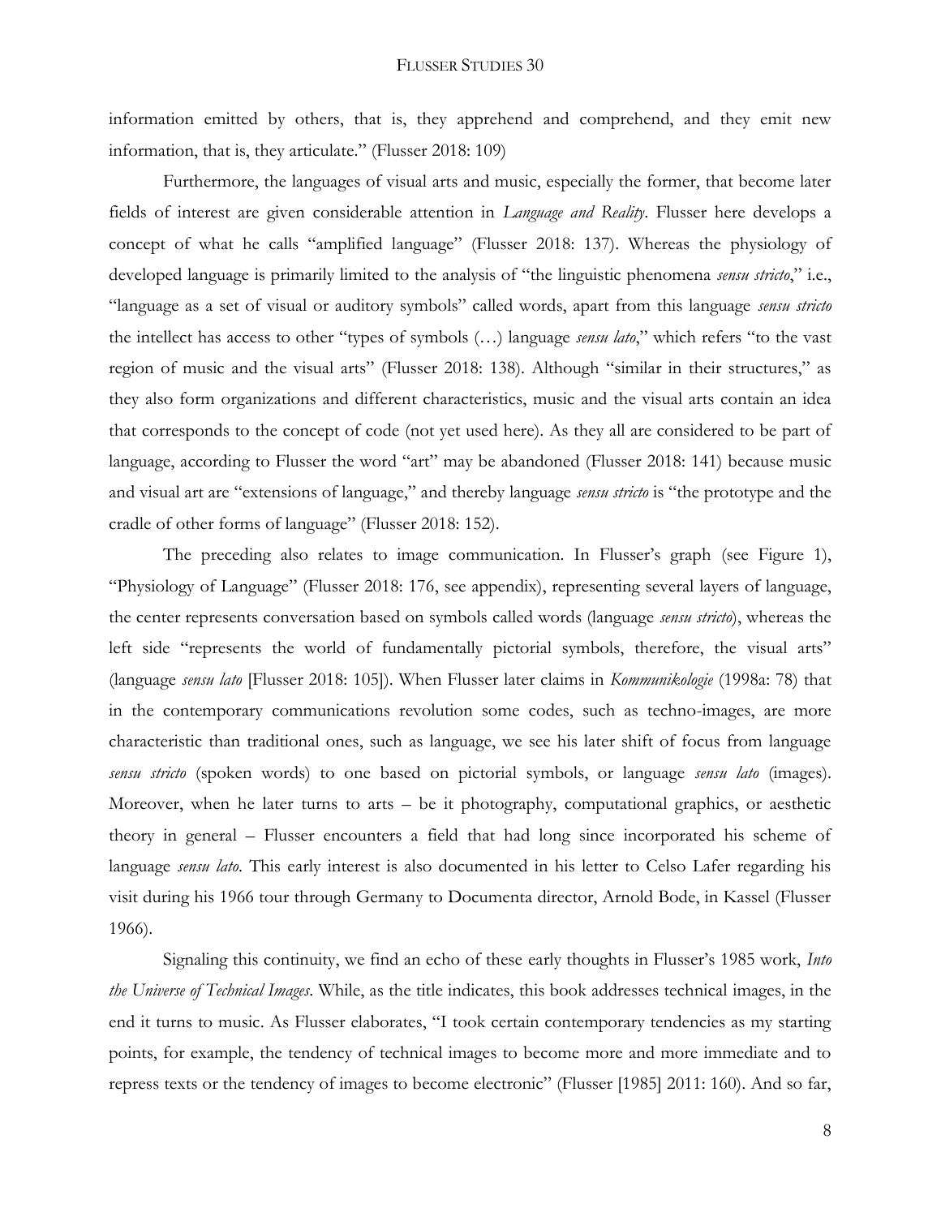information emitted by others, that is, they apprehend and comprehend, and they emit new information, that is, they articulate." (Flusser 2018: 109)

Furthermore, the languages of visual arts and music, especially the former, that become later fields of interest are given considerable attention in *Language and Reality*. Flusser here develops a concept of what he calls "amplified language" (Flusser 2018: 137). Whereas the physiology of developed language is primarily limited to the analysis of "the linguistic phenomena *sensu stricto*," i.e., "language as a set of visual or auditory symbols" called words, apart from this language *sensu stricto* the intellect has access to other "types of symbols (…) language *sensu lato*," which refers "to the vast region of music and the visual arts" (Flusser 2018: 138). Although "similar in their structures," as they also form organizations and different characteristics, music and the visual arts contain an idea that corresponds to the concept of code (not yet used here). As they all are considered to be part of language, according to Flusser the word "art" may be abandoned (Flusser 2018: 141) because music and visual art are "extensions of language," and thereby language *sensu stricto* is "the prototype and the cradle of other forms of language" (Flusser 2018: 152).

The preceding also relates to image communication. In Flusser's graph (see Figure 1), "Physiology of Language" (Flusser 2018: 176, see appendix), representing several layers of language, the center represents conversation based on symbols called words (language *sensu stricto*), whereas the left side "represents the world of fundamentally pictorial symbols, therefore, the visual arts" (language *sensu lato* [Flusser 2018: 105]). When Flusser later claims in *Kommunikologie* (1998a: 78) that in the contemporary communications revolution some codes, such as techno-images, are more characteristic than traditional ones, such as language, we see his later shift of focus from language *sensu stricto* (spoken words) to one based on pictorial symbols, or language *sensu lato* (images). Moreover, when he later turns to arts – be it photography, computational graphics, or aesthetic theory in general – Flusser encounters a field that had long since incorporated his scheme of language *sensu lato*. This early interest is also documented in his letter to Celso Lafer regarding his visit during his 1966 tour through Germany to Documenta director, Arnold Bode, in Kassel (Flusser 1966).

Signaling this continuity, we find an echo of these early thoughts in Flusser's 1985 work, *Into the Universe of Technical Images*. While, as the title indicates, this book addresses technical images, in the end it turns to music. As Flusser elaborates, "I took certain contemporary tendencies as my starting points, for example, the tendency of technical images to become more and more immediate and to repress texts or the tendency of images to become electronic" (Flusser [1985] 2011: 160). And so far,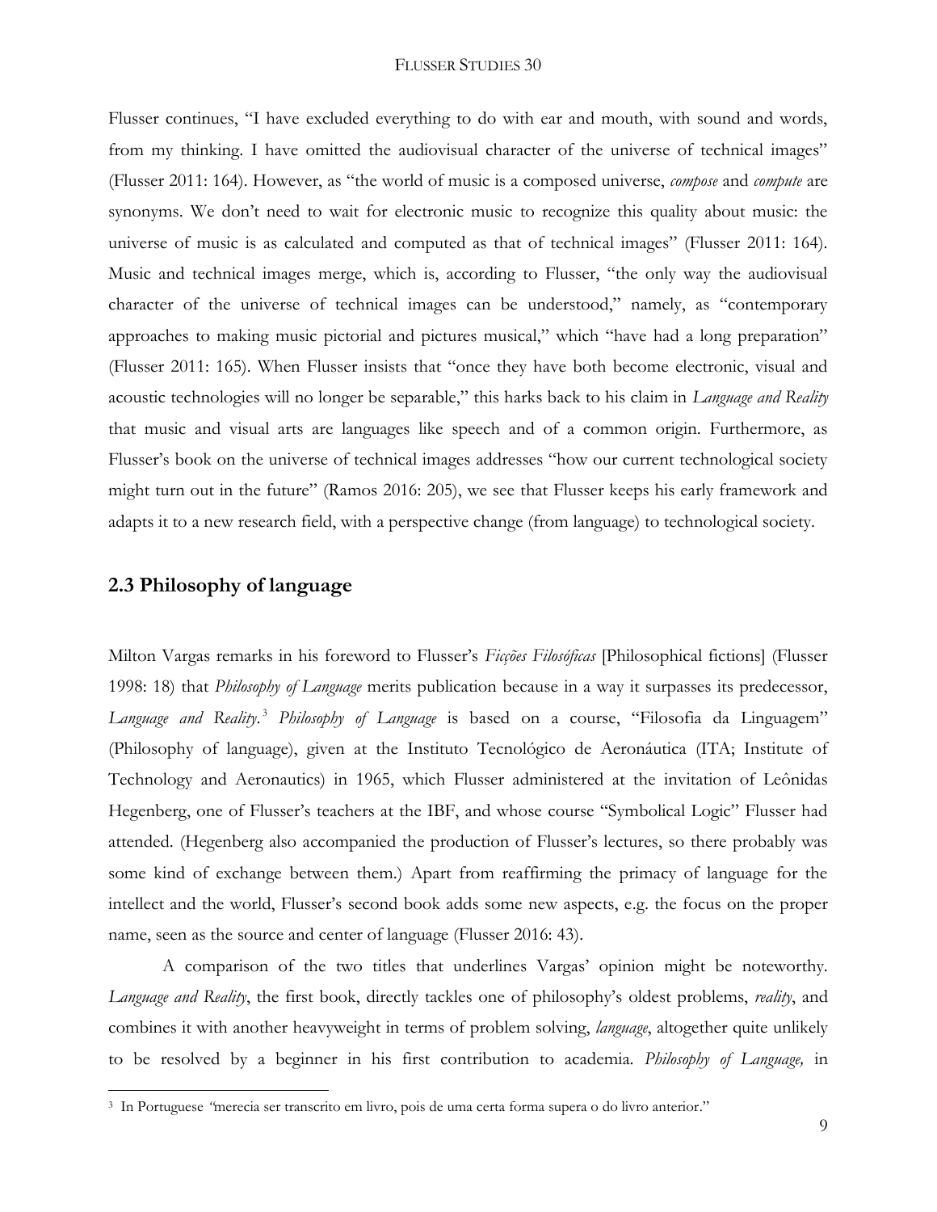Flusser continues, "I have excluded everything to do with ear and mouth, with sound and words, from my thinking. I have omitted the audiovisual character of the universe of technical images" (Flusser 2011: 164). However, as "the world of music is a composed universe, *compose* and *compute* are synonyms. We don't need to wait for electronic music to recognize this quality about music: the universe of music is as calculated and computed as that of technical images" (Flusser 2011: 164). Music and technical images merge, which is, according to Flusser, "the only way the audiovisual character of the universe of technical images can be understood," namely, as "contemporary approaches to making music pictorial and pictures musical," which "have had a long preparation" (Flusser 2011: 165). When Flusser insists that "once they have both become electronic, visual and acoustic technologies will no longer be separable," this harks back to his claim in *Language and Reality* that music and visual arts are languages like speech and of a common origin. Furthermore, as Flusser's book on the universe of technical images addresses "how our current technological society might turn out in the future" (Ramos 2016: 205), we see that Flusser keeps his early framework and adapts it to a new research field, with a perspective change (from language) to technological society.

## 2.3 Philosophy of language

Milton Vargas remarks in his foreword to Flusser's *Ficções Filosóficas* [Philosophical fictions] (Flusser 1998: 18) that *Philosophy of Language* merits publication because in a way it surpasses its predecessor, *Language and Reality*.[3] *Philosophy of Language* is based on a course, "Filosofia da Linguagem" (Philosophy of language), given at the Instituto Tecnológico de Aeronáutica (ITA; Institute of Technology and Aeronautics) in 1965, which Flusser administered at the invitation of Leônidas Hegenberg, one of Flusser's teachers at the IBF, and whose course "Symbolical Logic" Flusser had attended. (Hegenberg also accompanied the production of Flusser's lectures, so there probably was some kind of exchange between them.) Apart from reaffirming the primacy of language for the intellect and the world, Flusser's second book adds some new aspects, e.g. the focus on the proper name, seen as the source and center of language (Flusser 2016: 43).

A comparison of the two titles that underlines Vargas' opinion might be noteworthy. *Language and Reality*, the first book, directly tackles one of philosophy's oldest problems, *reality*, and combines it with another heavyweight in terms of problem solving, *language*, altogether quite unlikely to be resolved by a beginner in his first contribution to academia. *Philosophy of Language,* in

[3] In Portuguese *"*merecia ser transcrito em livro, pois de uma certa forma supera o do livro anterior."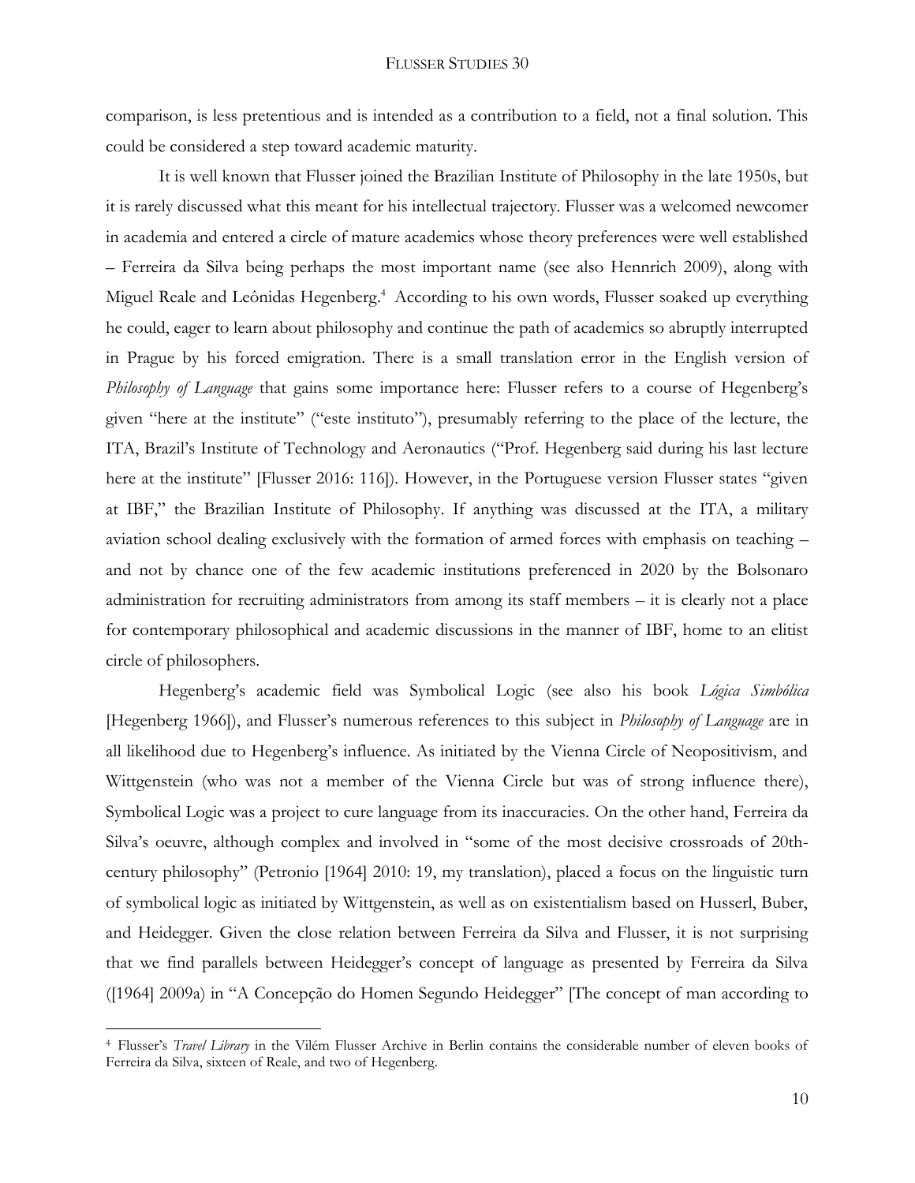comparison, is less pretentious and is intended as a contribution to a field, not a final solution. This could be considered a step toward academic maturity.

It is well known that Flusser joined the Brazilian Institute of Philosophy in the late 1950s, but it is rarely discussed what this meant for his intellectual trajectory. Flusser was a welcomed newcomer in academia and entered a circle of mature academics whose theory preferences were well established – Ferreira da Silva being perhaps the most important name (see also Hennrich 2009), along with Miguel Reale and Leônidas Hegenberg.[4] According to his own words, Flusser soaked up everything he could, eager to learn about philosophy and continue the path of academics so abruptly interrupted in Prague by his forced emigration. There is a small translation error in the English version of *Philosophy of Language* that gains some importance here: Flusser refers to a course of Hegenberg's given "here at the institute" ("este instituto"), presumably referring to the place of the lecture, the ITA, Brazil's Institute of Technology and Aeronautics ("Prof. Hegenberg said during his last lecture here at the institute" [Flusser 2016: 116]). However, in the Portuguese version Flusser states "given at IBF," the Brazilian Institute of Philosophy. If anything was discussed at the ITA, a military aviation school dealing exclusively with the formation of armed forces with emphasis on teaching – and not by chance one of the few academic institutions preferenced in 2020 by the Bolsonaro administration for recruiting administrators from among its staff members – it is clearly not a place for contemporary philosophical and academic discussions in the manner of IBF, home to an elitist circle of philosophers.

Hegenberg's academic field was Symbolical Logic (see also his book *Lógica Simbólica* [Hegenberg 1966]), and Flusser's numerous references to this subject in *Philosophy of Language* are in all likelihood due to Hegenberg's influence. As initiated by the Vienna Circle of Neopositivism, and Wittgenstein (who was not a member of the Vienna Circle but was of strong influence there), Symbolical Logic was a project to cure language from its inaccuracies. On the other hand, Ferreira da Silva's oeuvre, although complex and involved in "some of the most decisive crossroads of 20th-century philosophy" (Petronio [1964] 2010: 19, my translation), placed a focus on the linguistic turn of symbolical logic as initiated by Wittgenstein, as well as on existentialism based on Husserl, Buber, and Heidegger. Given the close relation between Ferreira da Silva and Flusser, it is not surprising that we find parallels between Heidegger's concept of language as presented by Ferreira da Silva ([1964] 2009a) in "A Concepção do Homen Segundo Heidegger" [The concept of man according to

---

[4] Flusser's *Travel Library* in the Vilém Flusser Archive in Berlin contains the considerable number of eleven books of Ferreira da Silva, sixteen of Reale, and two of Hegenberg.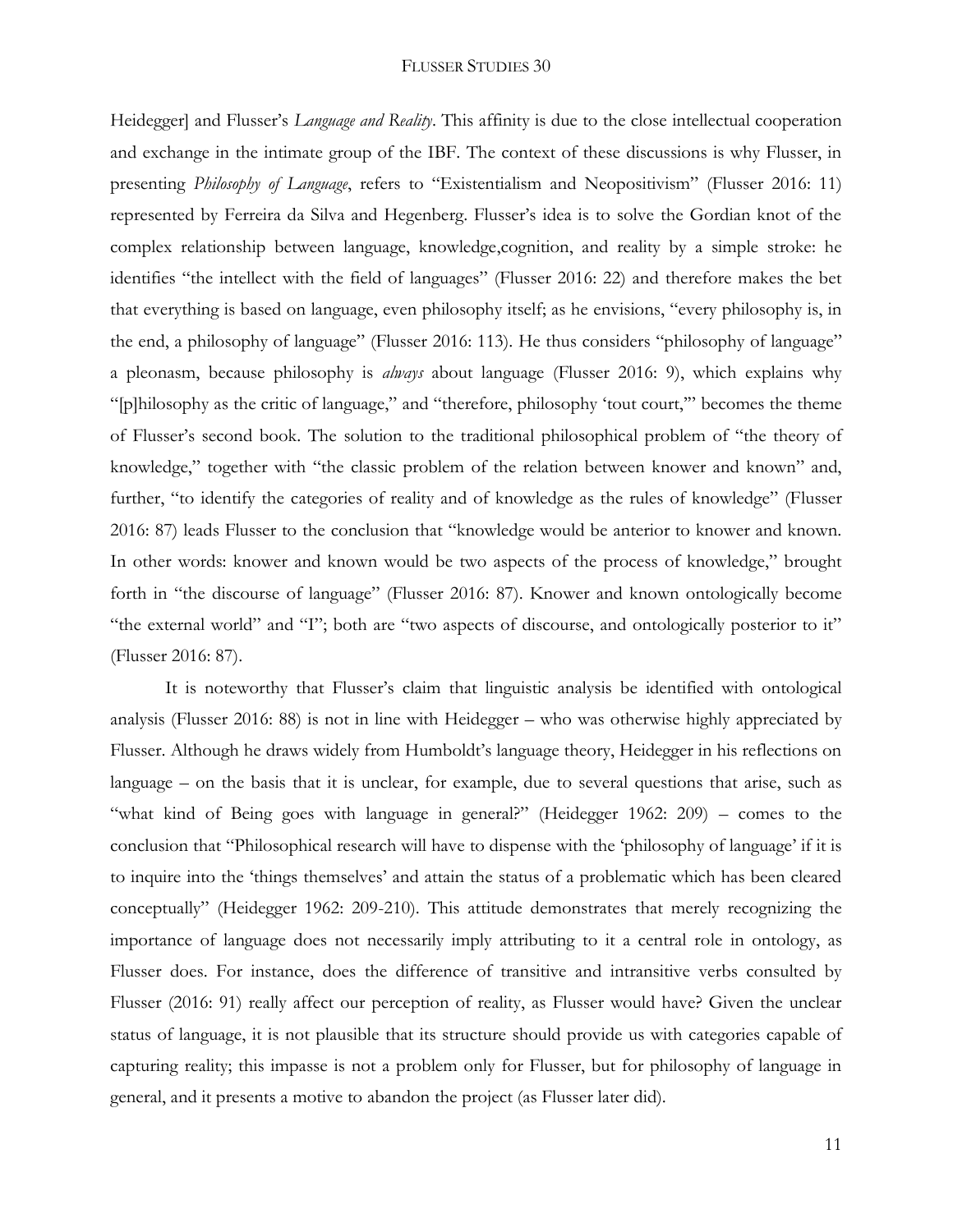Heidegger] and Flusser's *Language and Reality*. This affinity is due to the close intellectual cooperation and exchange in the intimate group of the IBF. The context of these discussions is why Flusser, in presenting *Philosophy of Language*, refers to "Existentialism and Neopositivism" (Flusser 2016: 11) represented by Ferreira da Silva and Hegenberg. Flusser's idea is to solve the Gordian knot of the complex relationship between language, knowledge,cognition, and reality by a simple stroke: he identifies "the intellect with the field of languages" (Flusser 2016: 22) and therefore makes the bet that everything is based on language, even philosophy itself; as he envisions, "every philosophy is, in the end, a philosophy of language" (Flusser 2016: 113). He thus considers "philosophy of language" a pleonasm, because philosophy is *always* about language (Flusser 2016: 9), which explains why "[p]hilosophy as the critic of language," and "therefore, philosophy 'tout court,'" becomes the theme of Flusser's second book. The solution to the traditional philosophical problem of "the theory of knowledge," together with "the classic problem of the relation between knower and known" and, further, "to identify the categories of reality and of knowledge as the rules of knowledge" (Flusser 2016: 87) leads Flusser to the conclusion that "knowledge would be anterior to knower and known. In other words: knower and known would be two aspects of the process of knowledge," brought forth in "the discourse of language" (Flusser 2016: 87). Knower and known ontologically become "the external world" and "I"; both are "two aspects of discourse, and ontologically posterior to it" (Flusser 2016: 87).

It is noteworthy that Flusser's claim that linguistic analysis be identified with ontological analysis (Flusser 2016: 88) is not in line with Heidegger – who was otherwise highly appreciated by Flusser. Although he draws widely from Humboldt's language theory, Heidegger in his reflections on language – on the basis that it is unclear, for example, due to several questions that arise, such as "what kind of Being goes with language in general?" (Heidegger 1962: 209) – comes to the conclusion that "Philosophical research will have to dispense with the 'philosophy of language' if it is to inquire into the 'things themselves' and attain the status of a problematic which has been cleared conceptually" (Heidegger 1962: 209-210). This attitude demonstrates that merely recognizing the importance of language does not necessarily imply attributing to it a central role in ontology, as Flusser does. For instance, does the difference of transitive and intransitive verbs consulted by Flusser (2016: 91) really affect our perception of reality, as Flusser would have? Given the unclear status of language, it is not plausible that its structure should provide us with categories capable of capturing reality; this impasse is not a problem only for Flusser, but for philosophy of language in general, and it presents a motive to abandon the project (as Flusser later did).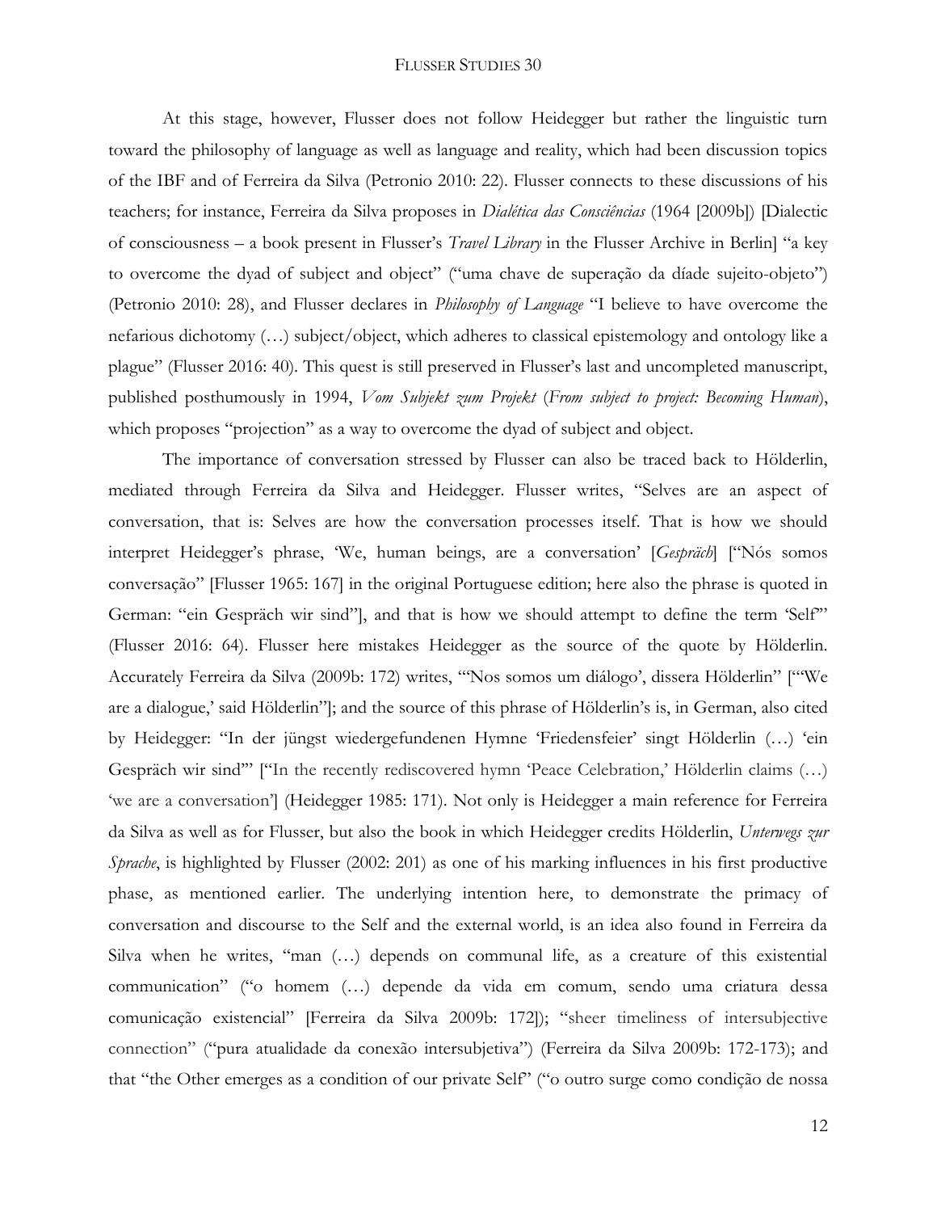At this stage, however, Flusser does not follow Heidegger but rather the linguistic turn toward the philosophy of language as well as language and reality, which had been discussion topics of the IBF and of Ferreira da Silva (Petronio 2010: 22). Flusser connects to these discussions of his teachers; for instance, Ferreira da Silva proposes in *Dialética das Consciências* (1964 [2009b]) [Dialectic of consciousness – a book present in Flusser's *Travel Library* in the Flusser Archive in Berlin] "a key to overcome the dyad of subject and object" ("uma chave de superação da díade sujeito-objeto") (Petronio 2010: 28), and Flusser declares in *Philosophy of Language* "I believe to have overcome the nefarious dichotomy (…) subject/object, which adheres to classical epistemology and ontology like a plague" (Flusser 2016: 40). This quest is still preserved in Flusser's last and uncompleted manuscript, published posthumously in 1994, *Vom Subjekt zum Projekt* (*From subject to project: Becoming Human*), which proposes "projection" as a way to overcome the dyad of subject and object.

The importance of conversation stressed by Flusser can also be traced back to Hölderlin, mediated through Ferreira da Silva and Heidegger. Flusser writes, "Selves are an aspect of conversation, that is: Selves are how the conversation processes itself. That is how we should interpret Heidegger's phrase, 'We, human beings, are a conversation' [*Gespräch*] ["Nós somos conversação" [Flusser 1965: 167] in the original Portuguese edition; here also the phrase is quoted in German: "ein Gespräch wir sind"], and that is how we should attempt to define the term 'Self'" (Flusser 2016: 64). Flusser here mistakes Heidegger as the source of the quote by Hölderlin. Accurately Ferreira da Silva (2009b: 172) writes, "'Nos somos um diálogo', dissera Hölderlin" ["'We are a dialogue,' said Hölderlin"]; and the source of this phrase of Hölderlin's is, in German, also cited by Heidegger: "In der jüngst wiedergefundenen Hymne 'Friedensfeier' singt Hölderlin (…) 'ein Gespräch wir sind'" ["In the recently rediscovered hymn 'Peace Celebration,' Hölderlin claims (…) 'we are a conversation'] (Heidegger 1985: 171). Not only is Heidegger a main reference for Ferreira da Silva as well as for Flusser, but also the book in which Heidegger credits Hölderlin, *Unterwegs zur Sprache*, is highlighted by Flusser (2002: 201) as one of his marking influences in his first productive phase, as mentioned earlier. The underlying intention here, to demonstrate the primacy of conversation and discourse to the Self and the external world, is an idea also found in Ferreira da Silva when he writes, "man (…) depends on communal life, as a creature of this existential communication" ("o homem (…) depende da vida em comum, sendo uma criatura dessa comunicação existencial" [Ferreira da Silva 2009b: 172]); "sheer timeliness of intersubjective connection" ("pura atualidade da conexão intersubjetiva") (Ferreira da Silva 2009b: 172-173); and that "the Other emerges as a condition of our private Self" ("o outro surge como condição de nossa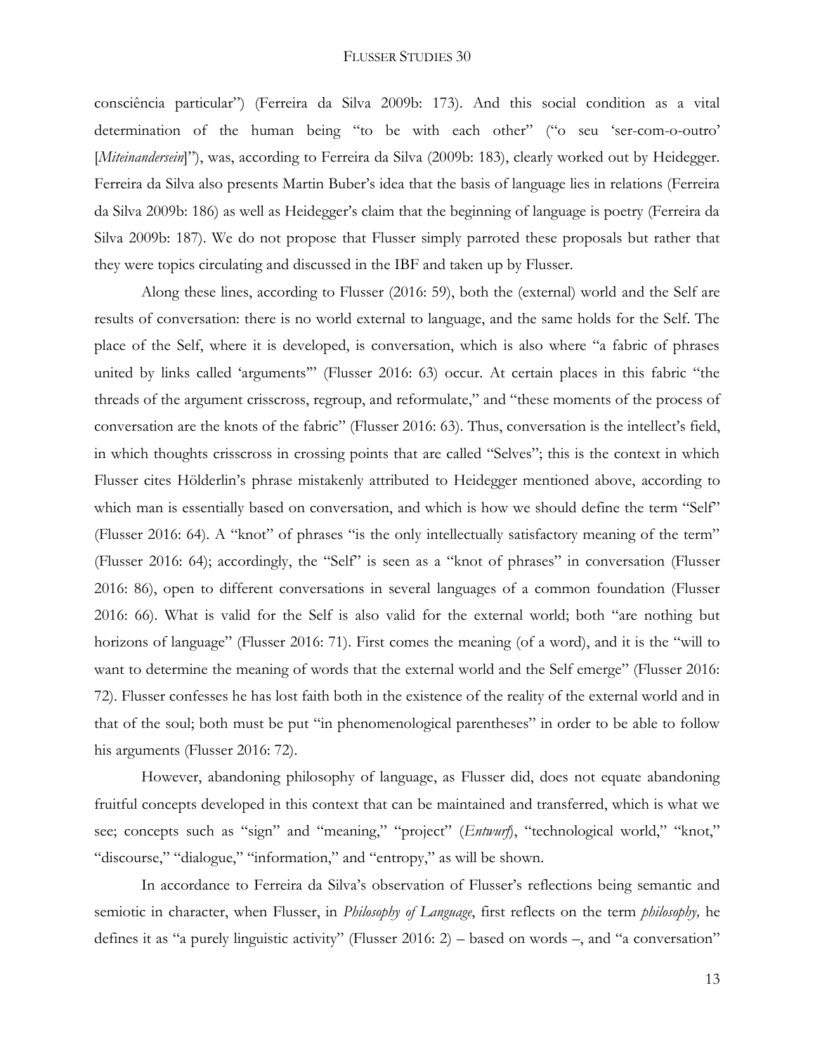consciência particular") (Ferreira da Silva 2009b: 173). And this social condition as a vital determination of the human being "to be with each other" ("o seu 'ser-com-o-outro' [*Miteinandersein*]"), was, according to Ferreira da Silva (2009b: 183), clearly worked out by Heidegger. Ferreira da Silva also presents Martin Buber's idea that the basis of language lies in relations (Ferreira da Silva 2009b: 186) as well as Heidegger's claim that the beginning of language is poetry (Ferreira da Silva 2009b: 187). We do not propose that Flusser simply parroted these proposals but rather that they were topics circulating and discussed in the IBF and taken up by Flusser.

Along these lines, according to Flusser (2016: 59), both the (external) world and the Self are results of conversation: there is no world external to language, and the same holds for the Self. The place of the Self, where it is developed, is conversation, which is also where "a fabric of phrases united by links called 'arguments'" (Flusser 2016: 63) occur. At certain places in this fabric "the threads of the argument crisscross, regroup, and reformulate," and "these moments of the process of conversation are the knots of the fabric" (Flusser 2016: 63). Thus, conversation is the intellect's field, in which thoughts crisscross in crossing points that are called "Selves"; this is the context in which Flusser cites Hölderlin's phrase mistakenly attributed to Heidegger mentioned above, according to which man is essentially based on conversation, and which is how we should define the term "Self" (Flusser 2016: 64). A "knot" of phrases "is the only intellectually satisfactory meaning of the term" (Flusser 2016: 64); accordingly, the "Self" is seen as a "knot of phrases" in conversation (Flusser 2016: 86), open to different conversations in several languages of a common foundation (Flusser 2016: 66). What is valid for the Self is also valid for the external world; both "are nothing but horizons of language" (Flusser 2016: 71). First comes the meaning (of a word), and it is the "will to want to determine the meaning of words that the external world and the Self emerge" (Flusser 2016: 72). Flusser confesses he has lost faith both in the existence of the reality of the external world and in that of the soul; both must be put "in phenomenological parentheses" in order to be able to follow his arguments (Flusser 2016: 72).

However, abandoning philosophy of language, as Flusser did, does not equate abandoning fruitful concepts developed in this context that can be maintained and transferred, which is what we see; concepts such as "sign" and "meaning," "project" (*Entwurf*), "technological world," "knot," "discourse," "dialogue," "information," and "entropy," as will be shown.

In accordance to Ferreira da Silva's observation of Flusser's reflections being semantic and semiotic in character, when Flusser, in *Philosophy of Language*, first reflects on the term *philosophy,* he defines it as "a purely linguistic activity" (Flusser 2016: 2) – based on words –, and "a conversation"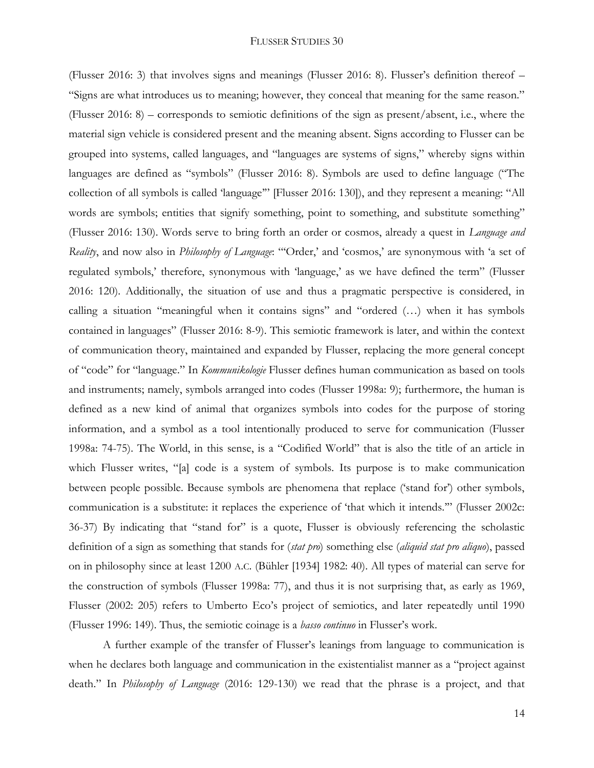(Flusser 2016: 3) that involves signs and meanings (Flusser 2016: 8). Flusser's definition thereof – "Signs are what introduces us to meaning; however, they conceal that meaning for the same reason." (Flusser 2016: 8) – corresponds to semiotic definitions of the sign as present/absent, i.e., where the material sign vehicle is considered present and the meaning absent. Signs according to Flusser can be grouped into systems, called languages, and "languages are systems of signs," whereby signs within languages are defined as "symbols" (Flusser 2016: 8). Symbols are used to define language ("The collection of all symbols is called 'language'" [Flusser 2016: 130]), and they represent a meaning: "All words are symbols; entities that signify something, point to something, and substitute something" (Flusser 2016: 130). Words serve to bring forth an order or cosmos, already a quest in *Language and Reality*, and now also in *Philosophy of Language*: "'Order,' and 'cosmos,' are synonymous with 'a set of regulated symbols,' therefore, synonymous with 'language,' as we have defined the term" (Flusser 2016: 120). Additionally, the situation of use and thus a pragmatic perspective is considered, in calling a situation "meaningful when it contains signs" and "ordered (…) when it has symbols contained in languages" (Flusser 2016: 8-9). This semiotic framework is later, and within the context of communication theory, maintained and expanded by Flusser, replacing the more general concept of "code" for "language." In *Kommunikologie* Flusser defines human communication as based on tools and instruments; namely, symbols arranged into codes (Flusser 1998a: 9); furthermore, the human is defined as a new kind of animal that organizes symbols into codes for the purpose of storing information, and a symbol as a tool intentionally produced to serve for communication (Flusser 1998a: 74-75). The World, in this sense, is a "Codified World" that is also the title of an article in which Flusser writes, "[a] code is a system of symbols. Its purpose is to make communication between people possible. Because symbols are phenomena that replace ('stand for') other symbols, communication is a substitute: it replaces the experience of 'that which it intends.'" (Flusser 2002c: 36-37) By indicating that "stand for" is a quote, Flusser is obviously referencing the scholastic definition of a sign as something that stands for (*stat pro*) something else (*aliquid stat pro aliquo*), passed on in philosophy since at least 1200 A.C. (Bühler [1934] 1982: 40). All types of material can serve for the construction of symbols (Flusser 1998a: 77), and thus it is not surprising that, as early as 1969, Flusser (2002: 205) refers to Umberto Eco's project of semiotics, and later repeatedly until 1990 (Flusser 1996: 149). Thus, the semiotic coinage is a *basso continuo* in Flusser's work.

A further example of the transfer of Flusser's leanings from language to communication is when he declares both language and communication in the existentialist manner as a "project against death." In *Philosophy of Language* (2016: 129-130) we read that the phrase is a project, and that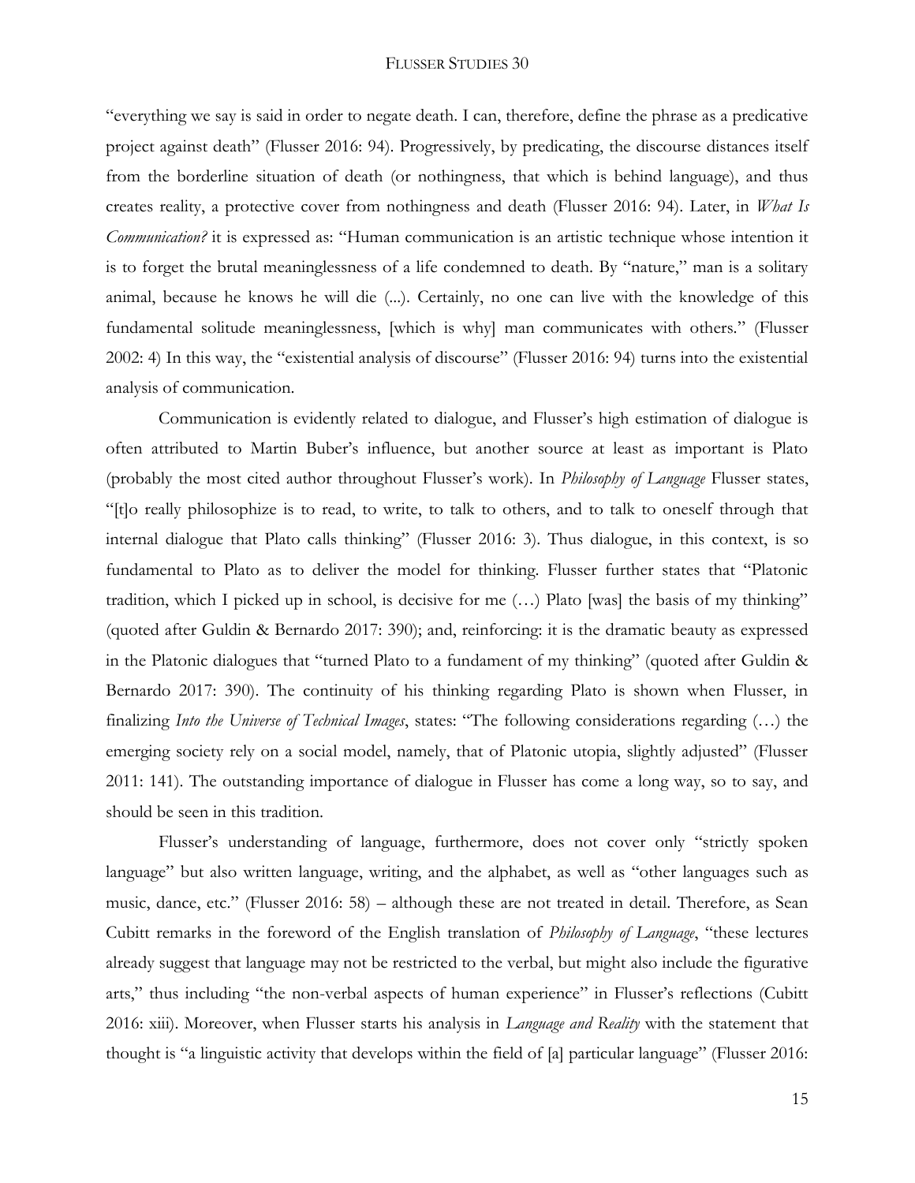"everything we say is said in order to negate death. I can, therefore, define the phrase as a predicative project against death" (Flusser 2016: 94). Progressively, by predicating, the discourse distances itself from the borderline situation of death (or nothingness, that which is behind language), and thus creates reality, a protective cover from nothingness and death (Flusser 2016: 94). Later, in *What Is Communication?* it is expressed as: "Human communication is an artistic technique whose intention it is to forget the brutal meaninglessness of a life condemned to death. By "nature," man is a solitary animal, because he knows he will die (...). Certainly, no one can live with the knowledge of this fundamental solitude meaninglessness, [which is why] man communicates with others." (Flusser 2002: 4) In this way, the "existential analysis of discourse" (Flusser 2016: 94) turns into the existential analysis of communication.

Communication is evidently related to dialogue, and Flusser's high estimation of dialogue is often attributed to Martin Buber's influence, but another source at least as important is Plato (probably the most cited author throughout Flusser's work). In *Philosophy of Language* Flusser states, "[t]o really philosophize is to read, to write, to talk to others, and to talk to oneself through that internal dialogue that Plato calls thinking" (Flusser 2016: 3). Thus dialogue, in this context, is so fundamental to Plato as to deliver the model for thinking. Flusser further states that "Platonic tradition, which I picked up in school, is decisive for me (…) Plato [was] the basis of my thinking" (quoted after Guldin & Bernardo 2017: 390); and, reinforcing: it is the dramatic beauty as expressed in the Platonic dialogues that "turned Plato to a fundament of my thinking" (quoted after Guldin & Bernardo 2017: 390). The continuity of his thinking regarding Plato is shown when Flusser, in finalizing *Into the Universe of Technical Images*, states: "The following considerations regarding (…) the emerging society rely on a social model, namely, that of Platonic utopia, slightly adjusted" (Flusser 2011: 141). The outstanding importance of dialogue in Flusser has come a long way, so to say, and should be seen in this tradition.

Flusser's understanding of language, furthermore, does not cover only "strictly spoken language" but also written language, writing, and the alphabet, as well as "other languages such as music, dance, etc." (Flusser 2016: 58) – although these are not treated in detail. Therefore, as Sean Cubitt remarks in the foreword of the English translation of *Philosophy of Language*, "these lectures already suggest that language may not be restricted to the verbal, but might also include the figurative arts," thus including "the non-verbal aspects of human experience" in Flusser's reflections (Cubitt 2016: xiii). Moreover, when Flusser starts his analysis in *Language and Reality* with the statement that thought is "a linguistic activity that develops within the field of [a] particular language" (Flusser 2016: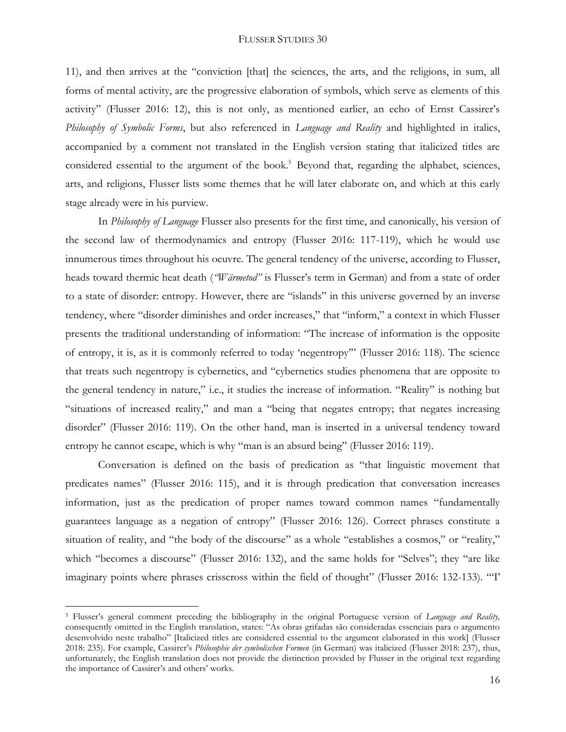11), and then arrives at the "conviction [that] the sciences, the arts, and the religions, in sum, all forms of mental activity, are the progressive elaboration of symbols, which serve as elements of this activity" (Flusser 2016: 12), this is not only, as mentioned earlier, an echo of Ernst Cassirer's *Philosophy of Symbolic Forms*, but also referenced in *Language and Reality* and highlighted in italics, accompanied by a comment not translated in the English version stating that italicized titles are considered essential to the argument of the book.[5] Beyond that, regarding the alphabet, sciences, arts, and religions, Flusser lists some themes that he will later elaborate on, and which at this early stage already were in his purview.

In *Philosophy of Language* Flusser also presents for the first time, and canonically, his version of the second law of thermodynamics and entropy (Flusser 2016: 117-119), which he would use innumerous times throughout his oeuvre. The general tendency of the universe, according to Flusser, heads toward thermic heat death (*"Wärmetod"* is Flusser's term in German) and from a state of order to a state of disorder: entropy. However, there are "islands" in this universe governed by an inverse tendency, where "disorder diminishes and order increases," that "inform," a context in which Flusser presents the traditional understanding of information: "The increase of information is the opposite of entropy, it is, as it is commonly referred to today 'negentropy'" (Flusser 2016: 118). The science that treats such negentropy is cybernetics, and "cybernetics studies phenomena that are opposite to the general tendency in nature," i.e., it studies the increase of information. "Reality" is nothing but "situations of increased reality," and man a "being that negates entropy; that negates increasing disorder" (Flusser 2016: 119). On the other hand, man is inserted in a universal tendency toward entropy he cannot escape, which is why "man is an absurd being" (Flusser 2016: 119).

Conversation is defined on the basis of predication as "that linguistic movement that predicates names" (Flusser 2016: 115), and it is through predication that conversation increases information, just as the predication of proper names toward common names "fundamentally guarantees language as a negation of entropy" (Flusser 2016: 126). Correct phrases constitute a situation of reality, and "the body of the discourse" as a whole "establishes a cosmos," or "reality," which "becomes a discourse" (Flusser 2016: 132), and the same holds for "Selves"; they "are like imaginary points where phrases crisscross within the field of thought" (Flusser 2016: 132-133). "'I'

---

[5] Flusser's general comment preceding the bibliography in the original Portuguese version of *Language and Reality,* consequently omitted in the English translation, states: "As obras grifadas são consideradas essenciais para o argumento desenvolvido neste trabalho" [Italicized titles are considered essential to the argument elaborated in this work] (Flusser 2018: 235). For example, Cassirer's *Philosophie der symbolischen Formen* (in German) was italicized (Flusser 2018: 237), thus, unfortunately, the English translation does not provide the distinction provided by Flusser in the original text regarding the importance of Cassirer's and others' works.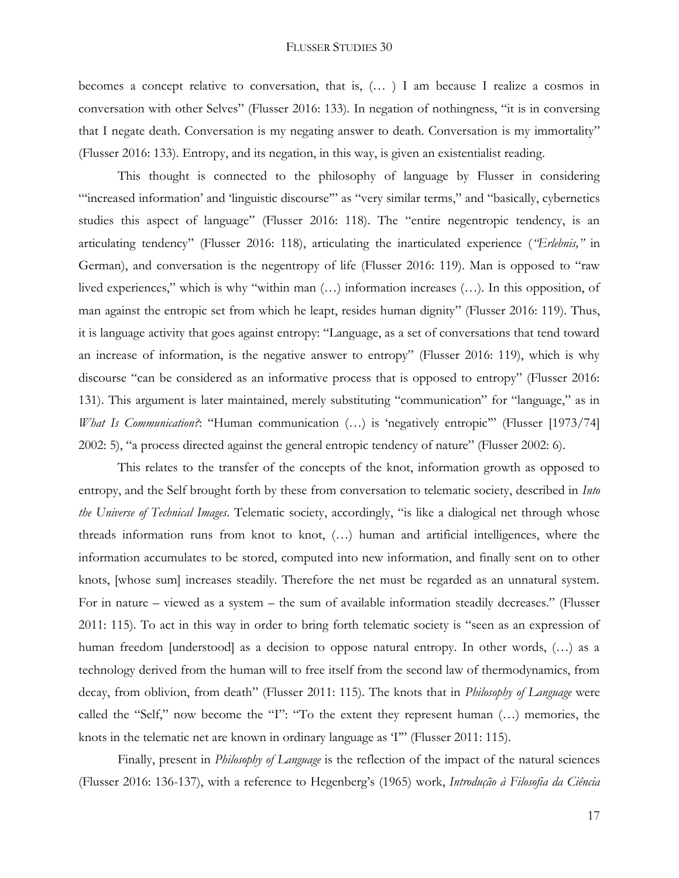becomes a concept relative to conversation, that is, (… ) I am because I realize a cosmos in conversation with other Selves" (Flusser 2016: 133). In negation of nothingness, "it is in conversing that I negate death. Conversation is my negating answer to death. Conversation is my immortality" (Flusser 2016: 133). Entropy, and its negation, in this way, is given an existentialist reading.

This thought is connected to the philosophy of language by Flusser in considering "'increased information' and 'linguistic discourse'" as "very similar terms," and "basically, cybernetics studies this aspect of language" (Flusser 2016: 118). The "entire negentropic tendency, is an articulating tendency" (Flusser 2016: 118), articulating the inarticulated experience (*"Erlebnis,"* in German), and conversation is the negentropy of life (Flusser 2016: 119). Man is opposed to "raw lived experiences," which is why "within man (…) information increases (…). In this opposition, of man against the entropic set from which he leapt, resides human dignity" (Flusser 2016: 119). Thus, it is language activity that goes against entropy: "Language, as a set of conversations that tend toward an increase of information, is the negative answer to entropy" (Flusser 2016: 119), which is why discourse "can be considered as an informative process that is opposed to entropy" (Flusser 2016: 131). This argument is later maintained, merely substituting "communication" for "language," as in *What Is Communication?*: "Human communication (…) is 'negatively entropic'" (Flusser [1973/74] 2002: 5), "a process directed against the general entropic tendency of nature" (Flusser 2002: 6).

This relates to the transfer of the concepts of the knot, information growth as opposed to entropy, and the Self brought forth by these from conversation to telematic society, described in *Into the Universe of Technical Images*. Telematic society, accordingly, "is like a dialogical net through whose threads information runs from knot to knot, (…) human and artificial intelligences, where the information accumulates to be stored, computed into new information, and finally sent on to other knots, [whose sum] increases steadily. Therefore the net must be regarded as an unnatural system. For in nature – viewed as a system – the sum of available information steadily decreases." (Flusser 2011: 115). To act in this way in order to bring forth telematic society is "seen as an expression of human freedom [understood] as a decision to oppose natural entropy. In other words, (…) as a technology derived from the human will to free itself from the second law of thermodynamics, from decay, from oblivion, from death" (Flusser 2011: 115). The knots that in *Philosophy of Language* were called the "Self," now become the "I": "To the extent they represent human (…) memories, the knots in the telematic net are known in ordinary language as 'I'" (Flusser 2011: 115).

Finally, present in *Philosophy of Language* is the reflection of the impact of the natural sciences (Flusser 2016: 136-137), with a reference to Hegenberg's (1965) work, *Introdução à Filosofia da Ciência*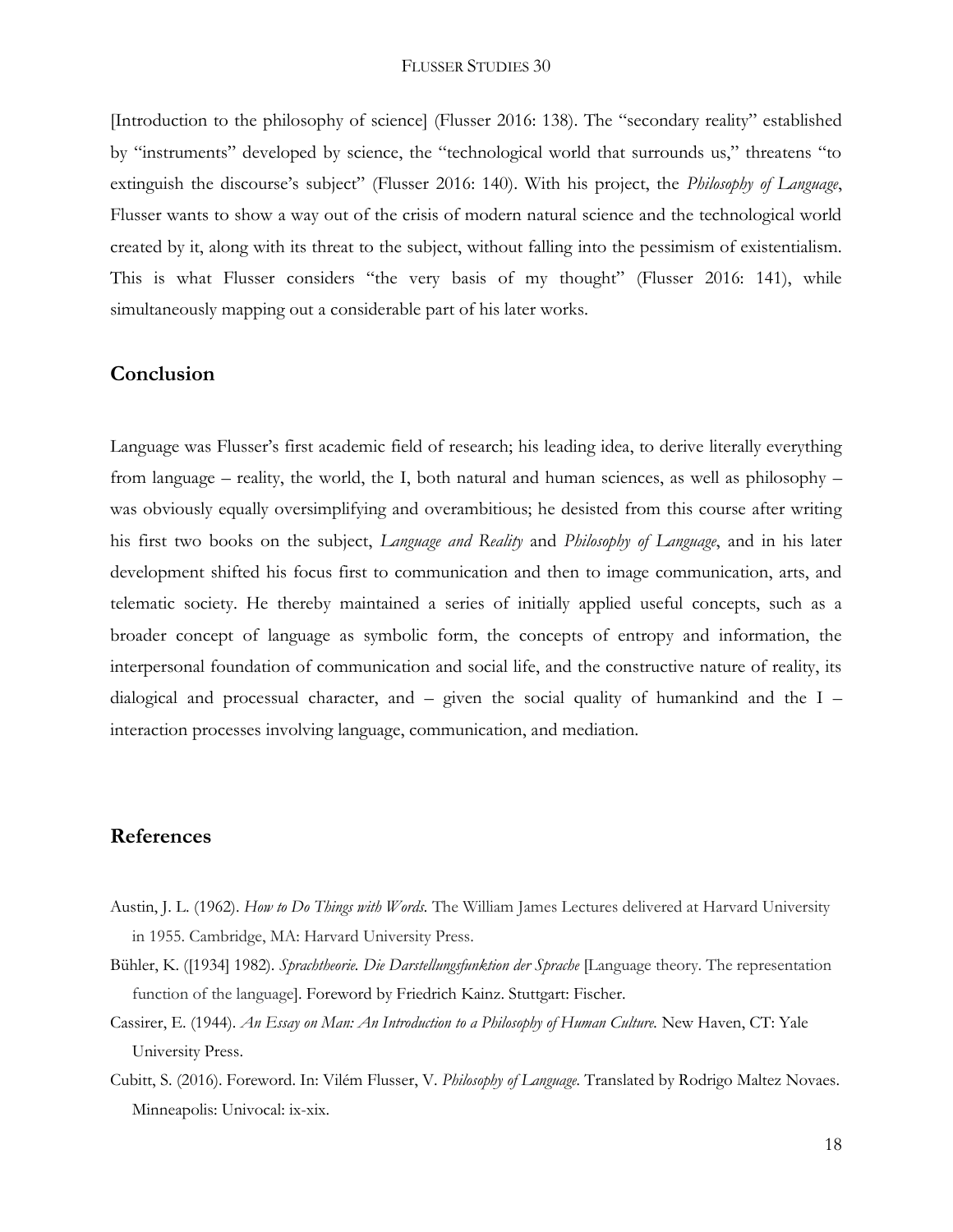[Introduction to the philosophy of science] (Flusser 2016: 138). The "secondary reality" established by "instruments" developed by science, the "technological world that surrounds us," threatens "to extinguish the discourse's subject" (Flusser 2016: 140). With his project, the *Philosophy of Language*, Flusser wants to show a way out of the crisis of modern natural science and the technological world created by it, along with its threat to the subject, without falling into the pessimism of existentialism. This is what Flusser considers "the very basis of my thought" (Flusser 2016: 141), while simultaneously mapping out a considerable part of his later works.

## Conclusion

Language was Flusser's first academic field of research; his leading idea, to derive literally everything from language – reality, the world, the I, both natural and human sciences, as well as philosophy – was obviously equally oversimplifying and overambitious; he desisted from this course after writing his first two books on the subject, *Language and Reality* and *Philosophy of Language*, and in his later development shifted his focus first to communication and then to image communication, arts, and telematic society. He thereby maintained a series of initially applied useful concepts, such as a broader concept of language as symbolic form, the concepts of entropy and information, the interpersonal foundation of communication and social life, and the constructive nature of reality, its dialogical and processual character, and – given the social quality of humankind and the I – interaction processes involving language, communication, and mediation.

## References

Austin, J. L. (1962). *How to Do Things with Words.* The William James Lectures delivered at Harvard University in 1955. Cambridge, MA: Harvard University Press.

Bühler, K. ([1934] 1982). *Sprachtheorie. Die Darstellungsfunktion der Sprache* [Language theory. The representation function of the language]. Foreword by Friedrich Kainz. Stuttgart: Fischer.

Cassirer, E. (1944). *An Essay on Man: An Introduction to a Philosophy of Human Culture.* New Haven, CT: Yale University Press.

Cubitt, S. (2016). Foreword. In: Vilém Flusser, V. *Philosophy of Language.* Translated by Rodrigo Maltez Novaes. Minneapolis: Univocal: ix-xix.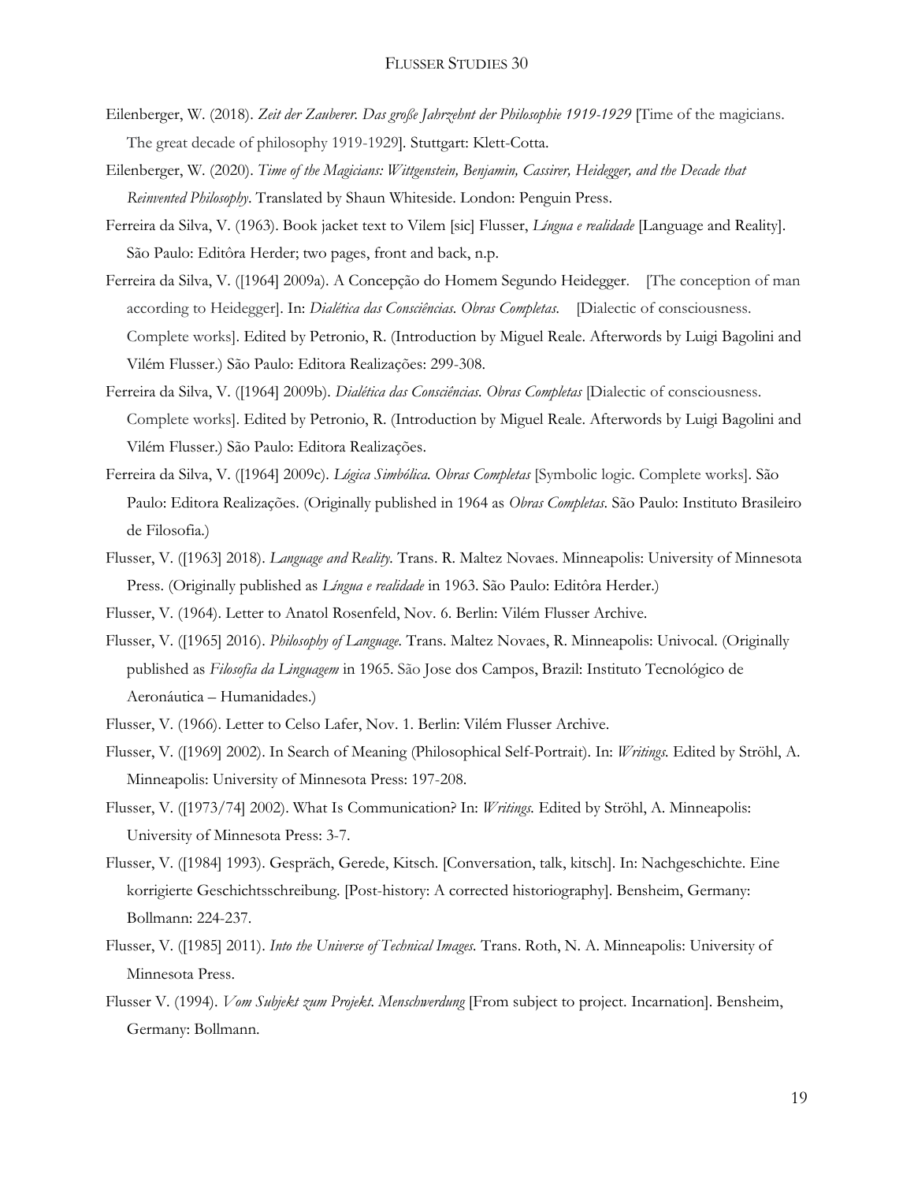Eilenberger, W. (2018). *Zeit der Zauberer. Das große Jahrzehnt der Philosophie 1919-1929* [Time of the magicians. The great decade of philosophy 1919-1929]. Stuttgart: Klett-Cotta.

Eilenberger, W. (2020). *Time of the Magicians: Wittgenstein, Benjamin, Cassirer, Heidegger, and the Decade that Reinvented Philosophy*. Translated by Shaun Whiteside. London: Penguin Press.

Ferreira da Silva, V. (1963). Book jacket text to Vilem [sic] Flusser, *Língua e realidade* [Language and Reality]. São Paulo: Editôra Herder; two pages, front and back, n.p.

Ferreira da Silva, V. ([1964] 2009a). A Concepção do Homem Segundo Heidegger. [The conception of man according to Heidegger]. In: *Dialética das Consciências. Obras Completas*. [Dialectic of consciousness. Complete works]. Edited by Petronio, R. (Introduction by Miguel Reale. Afterwords by Luigi Bagolini and Vilém Flusser.) São Paulo: Editora Realizações: 299-308.

Ferreira da Silva, V. ([1964] 2009b). *Dialética das Consciências. Obras Completas* [Dialectic of consciousness. Complete works]. Edited by Petronio, R. (Introduction by Miguel Reale. Afterwords by Luigi Bagolini and Vilém Flusser.) São Paulo: Editora Realizações.

Ferreira da Silva, V. ([1964] 2009c). *Lógica Simbólica. Obras Completas* [Symbolic logic. Complete works]. São Paulo: Editora Realizações. (Originally published in 1964 as *Obras Completas*. São Paulo: Instituto Brasileiro de Filosofia.)

Flusser, V. ([1963] 2018). *Language and Reality*. Trans. R. Maltez Novaes. Minneapolis: University of Minnesota Press. (Originally published as *Língua e realidade* in 1963. São Paulo: Editôra Herder.)

Flusser, V. (1964). Letter to Anatol Rosenfeld, Nov. 6. Berlin: Vilém Flusser Archive.

Flusser, V. ([1965] 2016). *Philosophy of Language*. Trans. Maltez Novaes, R. Minneapolis: Univocal. (Originally published as *Filosofia da Linguagem* in 1965. São Jose dos Campos, Brazil: Instituto Tecnológico de Aeronáutica – Humanidades.)

Flusser, V. (1966). Letter to Celso Lafer, Nov. 1. Berlin: Vilém Flusser Archive.

Flusser, V. ([1969] 2002). In Search of Meaning (Philosophical Self-Portrait). In: *Writings*. Edited by Ströhl, A. Minneapolis: University of Minnesota Press: 197-208.

Flusser, V. ([1973/74] 2002). What Is Communication? In: *Writings*. Edited by Ströhl, A. Minneapolis: University of Minnesota Press: 3-7.

Flusser, V. ([1984] 1993). Gespräch, Gerede, Kitsch. [Conversation, talk, kitsch]. In: Nachgeschichte. Eine korrigierte Geschichtsschreibung. [Post-history: A corrected historiography]. Bensheim, Germany: Bollmann: 224-237.

Flusser, V. ([1985] 2011). *Into the Universe of Technical Images*. Trans. Roth, N. A. Minneapolis: University of Minnesota Press.

Flusser V. (1994). *Vom Subjekt zum Projekt. Menschwerdung* [From subject to project. Incarnation]. Bensheim, Germany: Bollmann.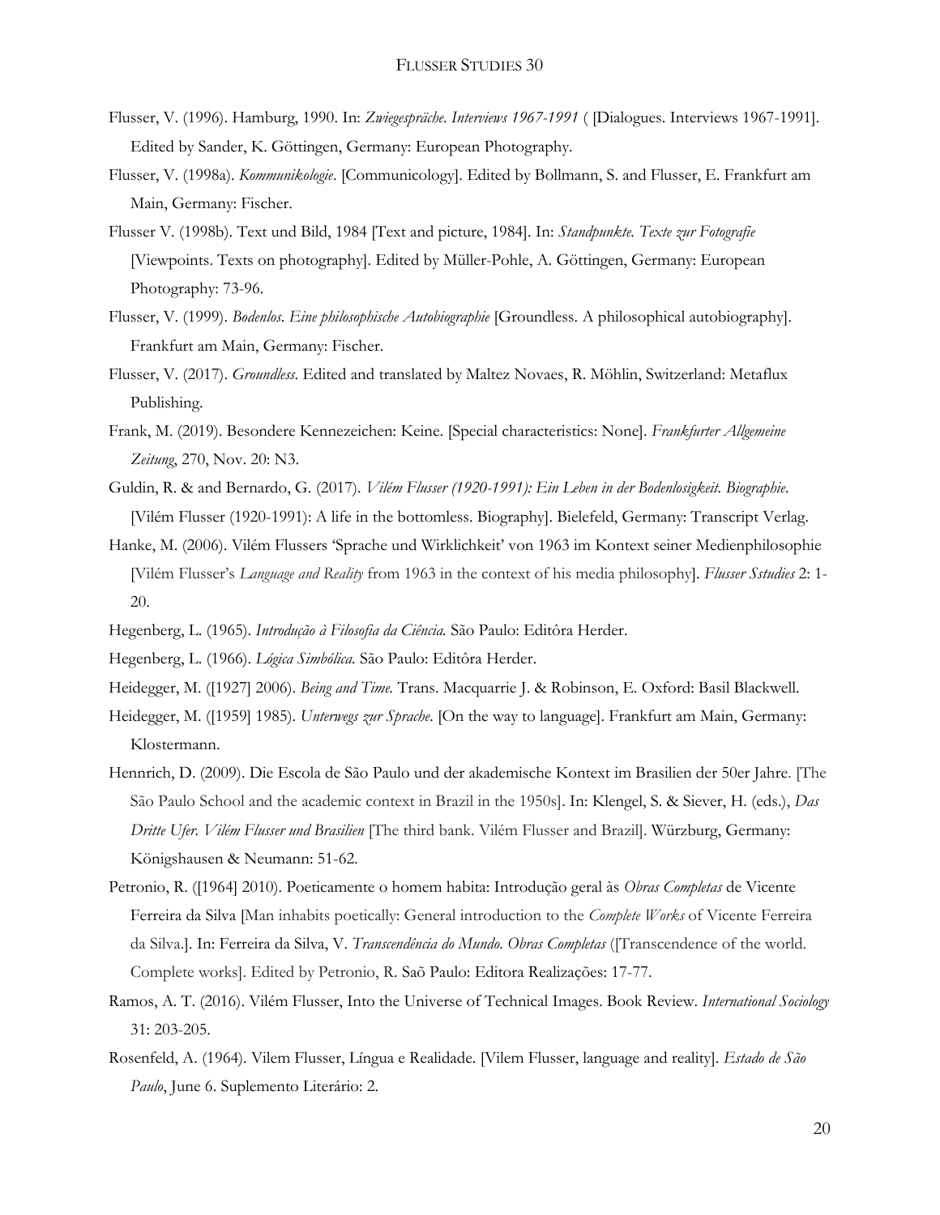Flusser, V. (1996). Hamburg, 1990. In: *Zwiegespräche. Interviews 1967-1991* ( [Dialogues. Interviews 1967-1991]. Edited by Sander, K. Göttingen, Germany: European Photography.

Flusser, V. (1998a). *Kommunikologie*. [Communicology]. Edited by Bollmann, S. and Flusser, E. Frankfurt am Main, Germany: Fischer.

Flusser V. (1998b). Text und Bild, 1984 [Text and picture, 1984]. In: *Standpunkte. Texte zur Fotografie* [Viewpoints. Texts on photography]. Edited by Müller-Pohle, A. Göttingen, Germany: European Photography: 73-96.

Flusser, V. (1999). *Bodenlos. Eine philosophische Autobiographie* [Groundless. A philosophical autobiography]. Frankfurt am Main, Germany: Fischer.

Flusser, V. (2017). *Groundless.* Edited and translated by Maltez Novaes, R. Möhlin, Switzerland: Metaflux Publishing.

Frank, M. (2019). Besondere Kennezeichen: Keine. [Special characteristics: None]. *Frankfurter Allgemeine Zeitung*, 270, Nov. 20: N3.

Guldin, R. & and Bernardo, G. (2017). *Vilém Flusser (1920-1991): Ein Leben in der Bodenlosigkeit. Biographie.* [Vilém Flusser (1920-1991): A life in the bottomless. Biography]. Bielefeld, Germany: Transcript Verlag.

Hanke, M. (2006). Vilém Flussers 'Sprache und Wirklichkeit' von 1963 im Kontext seiner Medienphilosophie [Vilém Flusser's *Language and Reality* from 1963 in the context of his media philosophy]. *Flusser Sstudies* 2: 1-20.

Hegenberg, L. (1965). *Introdução à Filosofia da Ciência.* São Paulo: Editôra Herder.

Hegenberg, L. (1966). *Lógica Simbólica.* São Paulo: Editôra Herder.

Heidegger, M. ([1927] 2006). *Being and Time.* Trans. Macquarrie J. & Robinson, E. Oxford: Basil Blackwell.

Heidegger, M. ([1959] 1985). *Unterwegs zur Sprache*. [On the way to language]. Frankfurt am Main, Germany: Klostermann.

Hennrich, D. (2009). Die Escola de São Paulo und der akademische Kontext im Brasilien der 50er Jahre. [The São Paulo School and the academic context in Brazil in the 1950s]. In: Klengel, S. & Siever, H. (eds.), *Das Dritte Ufer. Vilém Flusser und Brasilien* [The third bank. Vilém Flusser and Brazil]. Würzburg, Germany: Königshausen & Neumann: 51-62.

Petronio, R. ([1964] 2010). Poeticamente o homem habita: Introdução geral às *Obras Completas* de Vicente Ferreira da Silva [Man inhabits poetically: General introduction to the *Complete Works* of Vicente Ferreira da Silva.]. In: Ferreira da Silva, V. *Transcendência do Mundo. Obras Completas* ([Transcendence of the world. Complete works]. Edited by Petronio, R. Saõ Paulo: Editora Realizações: 17-77.

Ramos, A. T. (2016). Vilém Flusser, Into the Universe of Technical Images. Book Review. *International Sociology* 31: 203-205.

Rosenfeld, A. (1964). Vilem Flusser, Língua e Realidade. [Vilem Flusser, language and reality]. *Estado de São Paulo*, June 6. Suplemento Literário: 2.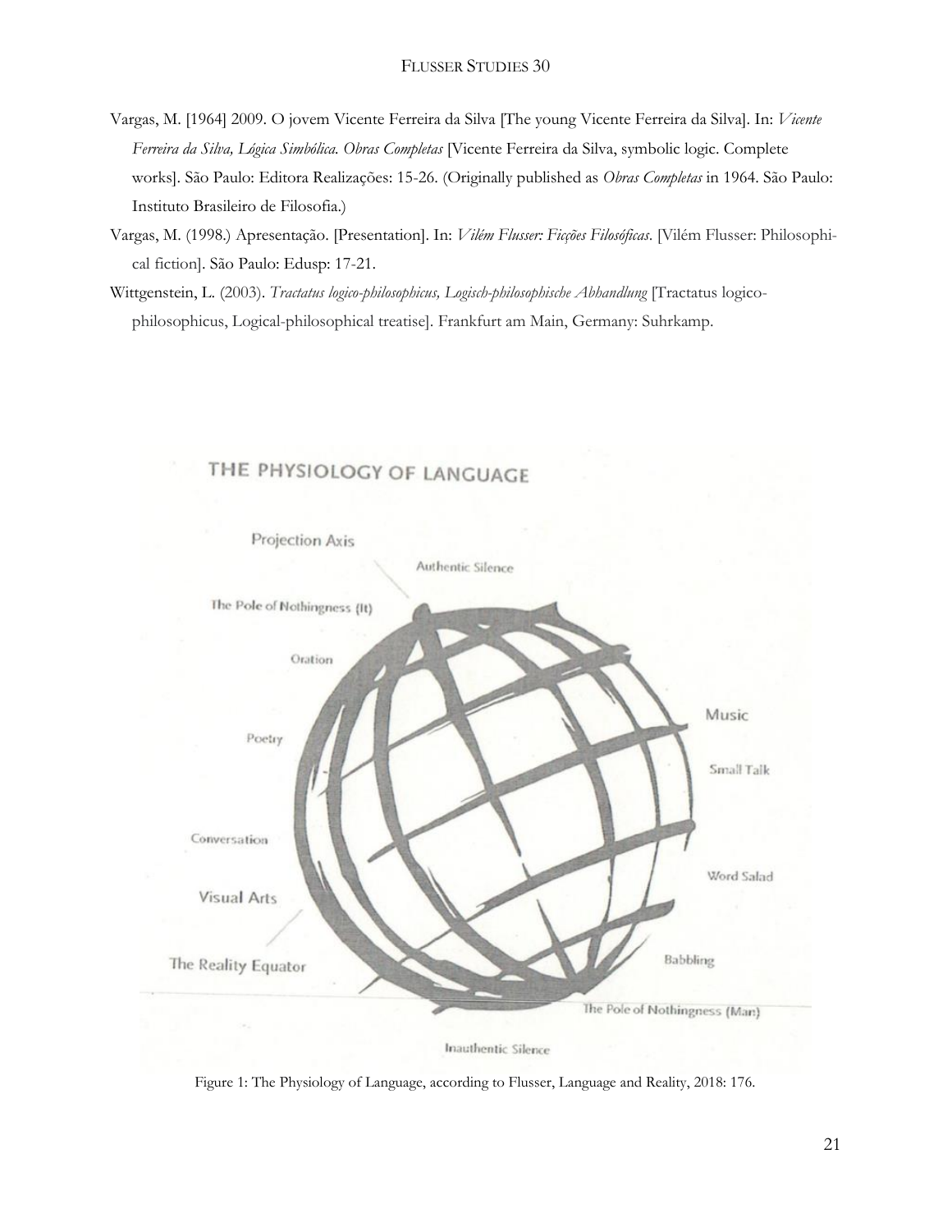Vargas, M. [1964] 2009. O jovem Vicente Ferreira da Silva [The young Vicente Ferreira da Silva]. In: *Vicente Ferreira da Silva, Lógica Simbólica. Obras Completas* [Vicente Ferreira da Silva, symbolic logic. Complete works]. São Paulo: Editora Realizações: 15-26. (Originally published as *Obras Completas* in 1964. São Paulo: Instituto Brasileiro de Filosofia.)

Vargas, M. (1998.) Apresentação. [Presentation]. In: *Vilém Flusser: Ficções Filosóficas*. [Vilém Flusser: Philosophical fiction]. São Paulo: Edusp: 17-21.

Wittgenstein, L. (2003). *Tractatus logico-philosophicus, Logisch-philosophische Abhandlung* [Tractatus logico-philosophicus, Logical-philosophical treatise]. Frankfurt am Main, Germany: Suhrkamp.

THE PHYSIOLOGY OF LANGUAGE

Projection Axis

Authentic Silence

The Pole of Nothingness (It)

Oration

Music

Poetry

Small Talk

Conversation

Word Salad

Visual Arts

The Reality Equator

Babbling

The Pole of Nothingness (Man)

Inauthentic Silence

Figure 1: The Physiology of Language, according to Flusser, Language and Reality, 2018: 176.